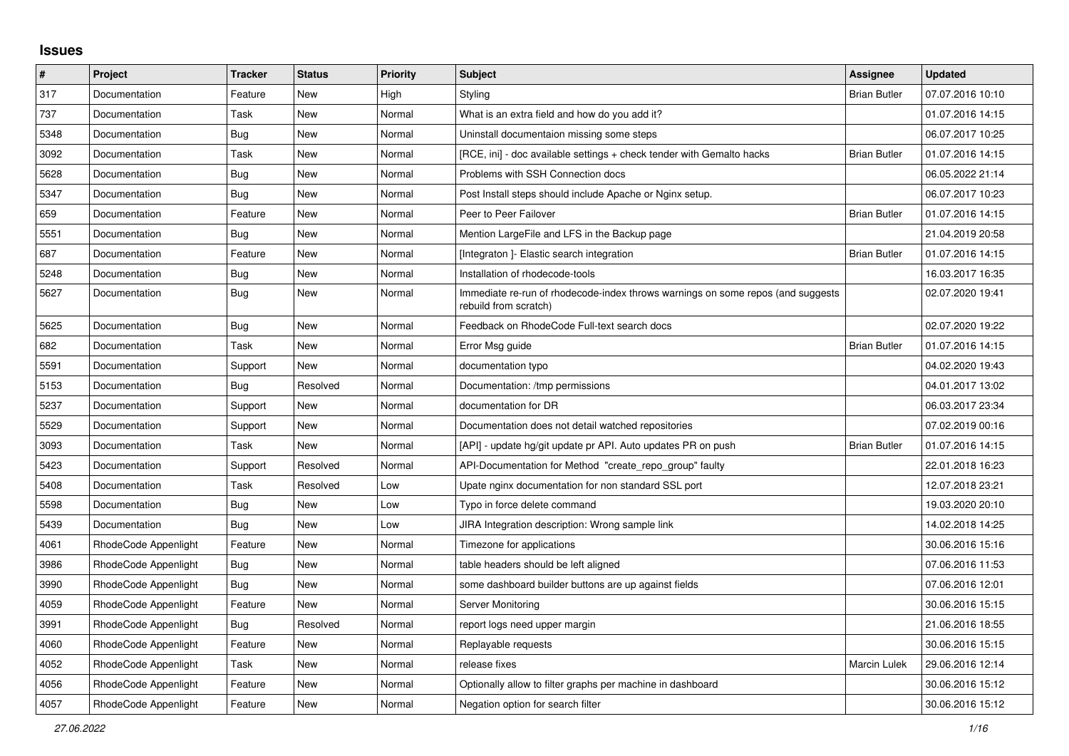# Issues

| # | Project | Tracker | Status | Priority | Subject | Assignee | Updated |
|---|---|---|---|---|---|---|---|
| 317 | Documentation | Feature | New | High | Styling | Brian Butler | 07.07.2016 10:10 |
| 737 | Documentation | Task | New | Normal | What is an extra field and how do you add it? | | 01.07.2016 14:15 |
| 5348 | Documentation | Bug | New | Normal | Uninstall documentaion missing some steps | | 06.07.2017 10:25 |
| 3092 | Documentation | Task | New | Normal | [RCE, ini] - doc available settings + check tender with Gemalto hacks | Brian Butler | 01.07.2016 14:15 |
| 5628 | Documentation | Bug | New | Normal | Problems with SSH Connection docs | | 06.05.2022 21:14 |
| 5347 | Documentation | Bug | New | Normal | Post Install steps should include Apache or Nginx setup. | | 06.07.2017 10:23 |
| 659 | Documentation | Feature | New | Normal | Peer to Peer Failover | Brian Butler | 01.07.2016 14:15 |
| 5551 | Documentation | Bug | New | Normal | Mention LargeFile and LFS in the Backup page | | 21.04.2019 20:58 |
| 687 | Documentation | Feature | New | Normal | [Integraton ]- Elastic search integration | Brian Butler | 01.07.2016 14:15 |
| 5248 | Documentation | Bug | New | Normal | Installation of rhodecode-tools | | 16.03.2017 16:35 |
| 5627 | Documentation | Bug | New | Normal | Immediate re-run of rhodecode-index throws warnings on some repos (and suggests rebuild from scratch) | | 02.07.2020 19:41 |
| 5625 | Documentation | Bug | New | Normal | Feedback on RhodeCode Full-text search docs | | 02.07.2020 19:22 |
| 682 | Documentation | Task | New | Normal | Error Msg guide | Brian Butler | 01.07.2016 14:15 |
| 5591 | Documentation | Support | New | Normal | documentation typo | | 04.02.2020 19:43 |
| 5153 | Documentation | Bug | Resolved | Normal | Documentation: /tmp permissions | | 04.01.2017 13:02 |
| 5237 | Documentation | Support | New | Normal | documentation for DR | | 06.03.2017 23:34 |
| 5529 | Documentation | Support | New | Normal | Documentation does not detail watched repositories | | 07.02.2019 00:16 |
| 3093 | Documentation | Task | New | Normal | [API] - update hg/git update pr API. Auto updates PR on push | Brian Butler | 01.07.2016 14:15 |
| 5423 | Documentation | Support | Resolved | Normal | API-Documentation for Method "create_repo_group" faulty | | 22.01.2018 16:23 |
| 5408 | Documentation | Task | Resolved | Low | Upate nginx documentation for non standard SSL port | | 12.07.2018 23:21 |
| 5598 | Documentation | Bug | New | Low | Typo in force delete command | | 19.03.2020 20:10 |
| 5439 | Documentation | Bug | New | Low | JIRA Integration description: Wrong sample link | | 14.02.2018 14:25 |
| 4061 | RhodeCode Appenlight | Feature | New | Normal | Timezone for applications | | 30.06.2016 15:16 |
| 3986 | RhodeCode Appenlight | Bug | New | Normal | table headers should be left aligned | | 07.06.2016 11:53 |
| 3990 | RhodeCode Appenlight | Bug | New | Normal | some dashboard builder buttons are up against fields | | 07.06.2016 12:01 |
| 4059 | RhodeCode Appenlight | Feature | New | Normal | Server Monitoring | | 30.06.2016 15:15 |
| 3991 | RhodeCode Appenlight | Bug | Resolved | Normal | report logs need upper margin | | 21.06.2016 18:55 |
| 4060 | RhodeCode Appenlight | Feature | New | Normal | Replayable requests | | 30.06.2016 15:15 |
| 4052 | RhodeCode Appenlight | Task | New | Normal | release fixes | Marcin Lulek | 29.06.2016 12:14 |
| 4056 | RhodeCode Appenlight | Feature | New | Normal | Optionally allow to filter graphs per machine in dashboard | | 30.06.2016 15:12 |
| 4057 | RhodeCode Appenlight | Feature | New | Normal | Negation option for search filter | | 30.06.2016 15:12 |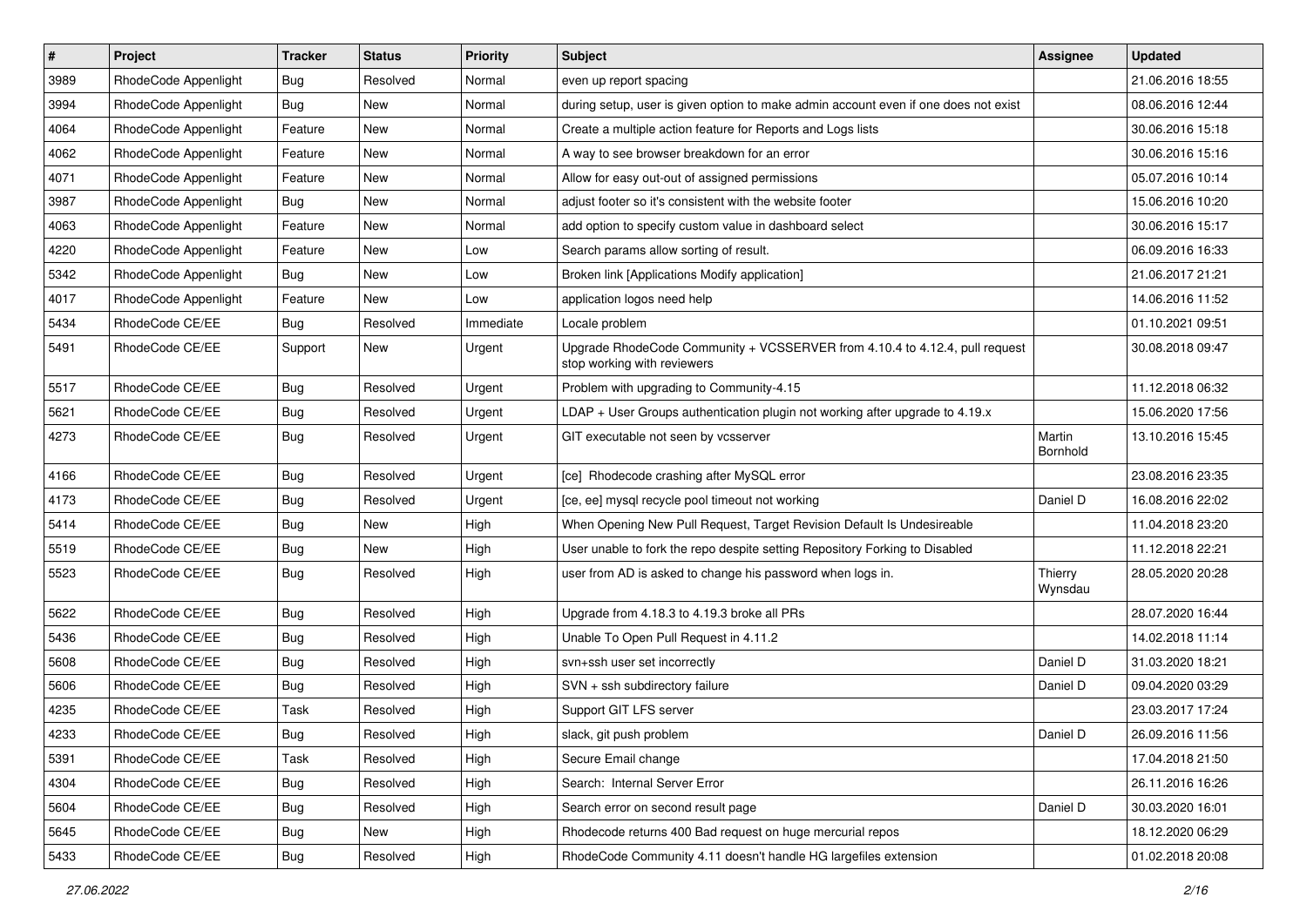| # | Project | Tracker | Status | Priority | Subject | Assignee | Updated |
|---|---|---|---|---|---|---|---|
| 3989 | RhodeCode Appenlight | Bug | Resolved | Normal | even up report spacing | | 21.06.2016 18:55 |
| 3994 | RhodeCode Appenlight | Bug | New | Normal | during setup, user is given option to make admin account even if one does not exist | | 08.06.2016 12:44 |
| 4064 | RhodeCode Appenlight | Feature | New | Normal | Create a multiple action feature for Reports and Logs lists | | 30.06.2016 15:18 |
| 4062 | RhodeCode Appenlight | Feature | New | Normal | A way to see browser breakdown for an error | | 30.06.2016 15:16 |
| 4071 | RhodeCode Appenlight | Feature | New | Normal | Allow for easy out-out of assigned permissions | | 05.07.2016 10:14 |
| 3987 | RhodeCode Appenlight | Bug | New | Normal | adjust footer so it's consistent with the website footer | | 15.06.2016 10:20 |
| 4063 | RhodeCode Appenlight | Feature | New | Normal | add option to specify custom value in dashboard select | | 30.06.2016 15:17 |
| 4220 | RhodeCode Appenlight | Feature | New | Low | Search params allow sorting of result. | | 06.09.2016 16:33 |
| 5342 | RhodeCode Appenlight | Bug | New | Low | Broken link [Applications Modify application] | | 21.06.2017 21:21 |
| 4017 | RhodeCode Appenlight | Feature | New | Low | application logos need help | | 14.06.2016 11:52 |
| 5434 | RhodeCode CE/EE | Bug | Resolved | Immediate | Locale problem | | 01.10.2021 09:51 |
| 5491 | RhodeCode CE/EE | Support | New | Urgent | Upgrade RhodeCode Community + VCSSERVER from 4.10.4 to 4.12.4, pull request stop working with reviewers | | 30.08.2018 09:47 |
| 5517 | RhodeCode CE/EE | Bug | Resolved | Urgent | Problem with upgrading to Community-4.15 | | 11.12.2018 06:32 |
| 5621 | RhodeCode CE/EE | Bug | Resolved | Urgent | LDAP + User Groups authentication plugin not working after upgrade to 4.19.x | | 15.06.2020 17:56 |
| 4273 | RhodeCode CE/EE | Bug | Resolved | Urgent | GIT executable not seen by vcsserver | Martin Bornhold | 13.10.2016 15:45 |
| 4166 | RhodeCode CE/EE | Bug | Resolved | Urgent | [ce] Rhodecode crashing after MySQL error | | 23.08.2016 23:35 |
| 4173 | RhodeCode CE/EE | Bug | Resolved | Urgent | [ce, ee] mysql recycle pool timeout not working | Daniel D | 16.08.2016 22:02 |
| 5414 | RhodeCode CE/EE | Bug | New | High | When Opening New Pull Request, Target Revision Default Is Undesireable | | 11.04.2018 23:20 |
| 5519 | RhodeCode CE/EE | Bug | New | High | User unable to fork the repo despite setting Repository Forking to Disabled | | 11.12.2018 22:21 |
| 5523 | RhodeCode CE/EE | Bug | Resolved | High | user from AD is asked to change his password when logs in. | Thierry Wynsdau | 28.05.2020 20:28 |
| 5622 | RhodeCode CE/EE | Bug | Resolved | High | Upgrade from 4.18.3 to 4.19.3 broke all PRs | | 28.07.2020 16:44 |
| 5436 | RhodeCode CE/EE | Bug | Resolved | High | Unable To Open Pull Request in 4.11.2 | | 14.02.2018 11:14 |
| 5608 | RhodeCode CE/EE | Bug | Resolved | High | svn+ssh user set incorrectly | Daniel D | 31.03.2020 18:21 |
| 5606 | RhodeCode CE/EE | Bug | Resolved | High | SVN + ssh subdirectory failure | Daniel D | 09.04.2020 03:29 |
| 4235 | RhodeCode CE/EE | Task | Resolved | High | Support GIT LFS server | | 23.03.2017 17:24 |
| 4233 | RhodeCode CE/EE | Bug | Resolved | High | slack, git push problem | Daniel D | 26.09.2016 11:56 |
| 5391 | RhodeCode CE/EE | Task | Resolved | High | Secure Email change | | 17.04.2018 21:50 |
| 4304 | RhodeCode CE/EE | Bug | Resolved | High | Search: Internal Server Error | | 26.11.2016 16:26 |
| 5604 | RhodeCode CE/EE | Bug | Resolved | High | Search error on second result page | Daniel D | 30.03.2020 16:01 |
| 5645 | RhodeCode CE/EE | Bug | New | High | Rhodecode returns 400 Bad request on huge mercurial repos | | 18.12.2020 06:29 |
| 5433 | RhodeCode CE/EE | Bug | Resolved | High | RhodeCode Community 4.11 doesn't handle HG largefiles extension | | 01.02.2018 20:08 |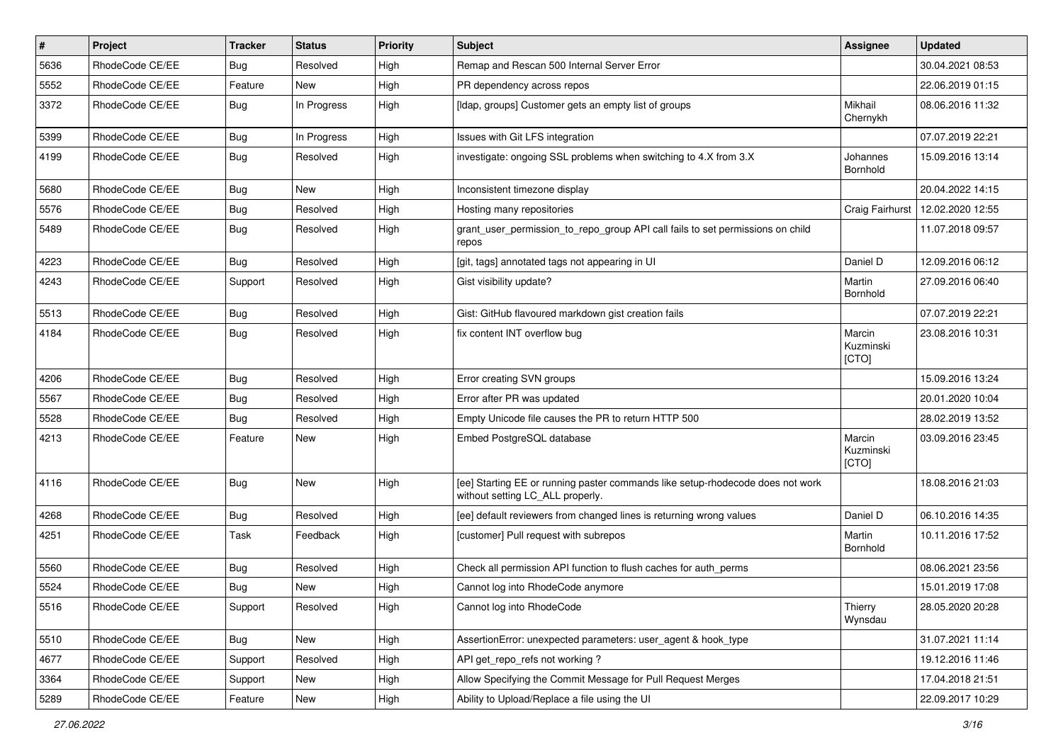| # | Project | Tracker | Status | Priority | Subject | Assignee | Updated |
|---|---|---|---|---|---|---|---|
| 5636 | RhodeCode CE/EE | Bug | Resolved | High | Remap and Rescan 500 Internal Server Error | | 30.04.2021 08:53 |
| 5552 | RhodeCode CE/EE | Feature | New | High | PR dependency across repos | | 22.06.2019 01:15 |
| 3372 | RhodeCode CE/EE | Bug | In Progress | High | [ldap, groups] Customer gets an empty list of groups | Mikhail Chernykh | 08.06.2016 11:32 |
| 5399 | RhodeCode CE/EE | Bug | In Progress | High | Issues with Git LFS integration | | 07.07.2019 22:21 |
| 4199 | RhodeCode CE/EE | Bug | Resolved | High | investigate: ongoing SSL problems when switching to 4.X from 3.X | Johannes Bornhold | 15.09.2016 13:14 |
| 5680 | RhodeCode CE/EE | Bug | New | High | Inconsistent timezone display | | 20.04.2022 14:15 |
| 5576 | RhodeCode CE/EE | Bug | Resolved | High | Hosting many repositories | Craig Fairhurst | 12.02.2020 12:55 |
| 5489 | RhodeCode CE/EE | Bug | Resolved | High | grant_user_permission_to_repo_group API call fails to set permissions on child repos | | 11.07.2018 09:57 |
| 4223 | RhodeCode CE/EE | Bug | Resolved | High | [git, tags] annotated tags not appearing in UI | Daniel D | 12.09.2016 06:12 |
| 4243 | RhodeCode CE/EE | Support | Resolved | High | Gist visibility update? | Martin Bornhold | 27.09.2016 06:40 |
| 5513 | RhodeCode CE/EE | Bug | Resolved | High | Gist: GitHub flavoured markdown gist creation fails | | 07.07.2019 22:21 |
| 4184 | RhodeCode CE/EE | Bug | Resolved | High | fix content INT overflow bug | Marcin Kuzminski [CTO] | 23.08.2016 10:31 |
| 4206 | RhodeCode CE/EE | Bug | Resolved | High | Error creating SVN groups | | 15.09.2016 13:24 |
| 5567 | RhodeCode CE/EE | Bug | Resolved | High | Error after PR was updated | | 20.01.2020 10:04 |
| 5528 | RhodeCode CE/EE | Bug | Resolved | High | Empty Unicode file causes the PR to return HTTP 500 | | 28.02.2019 13:52 |
| 4213 | RhodeCode CE/EE | Feature | New | High | Embed PostgreSQL database | Marcin Kuzminski [CTO] | 03.09.2016 23:45 |
| 4116 | RhodeCode CE/EE | Bug | New | High | [ee] Starting EE or running paster commands like setup-rhodecode does not work without setting LC_ALL properly. | | 18.08.2016 21:03 |
| 4268 | RhodeCode CE/EE | Bug | Resolved | High | [ee] default reviewers from changed lines is returning wrong values | Daniel D | 06.10.2016 14:35 |
| 4251 | RhodeCode CE/EE | Task | Feedback | High | [customer] Pull request with subrepos | Martin Bornhold | 10.11.2016 17:52 |
| 5560 | RhodeCode CE/EE | Bug | Resolved | High | Check all permission API function to flush caches for auth_perms | | 08.06.2021 23:56 |
| 5524 | RhodeCode CE/EE | Bug | New | High | Cannot log into RhodeCode anymore | | 15.01.2019 17:08 |
| 5516 | RhodeCode CE/EE | Support | Resolved | High | Cannot log into RhodeCode | Thierry Wynsdau | 28.05.2020 20:28 |
| 5510 | RhodeCode CE/EE | Bug | New | High | AssertionError: unexpected parameters: user_agent & hook_type | | 31.07.2021 11:14 |
| 4677 | RhodeCode CE/EE | Support | Resolved | High | API get_repo_refs not working ? | | 19.12.2016 11:46 |
| 3364 | RhodeCode CE/EE | Support | New | High | Allow Specifying the Commit Message for Pull Request Merges | | 17.04.2018 21:51 |
| 5289 | RhodeCode CE/EE | Feature | New | High | Ability to Upload/Replace a file using the UI | | 22.09.2017 10:29 |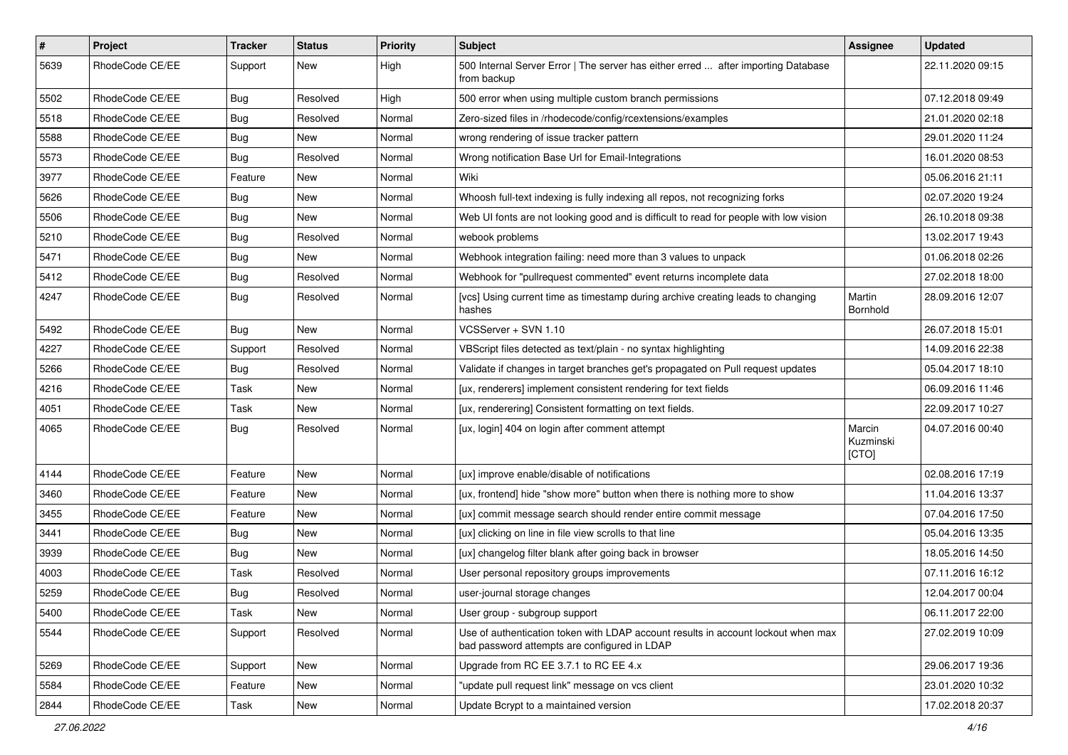| # | Project | Tracker | Status | Priority | Subject | Assignee | Updated |
|---|---|---|---|---|---|---|---|
| 5639 | RhodeCode CE/EE | Support | New | High | 500 Internal Server Error \| The server has either erred ... after importing Database from backup | | 22.11.2020 09:15 |
| 5502 | RhodeCode CE/EE | Bug | Resolved | High | 500 error when using multiple custom branch permissions | | 07.12.2018 09:49 |
| 5518 | RhodeCode CE/EE | Bug | Resolved | Normal | Zero-sized files in /rhodecode/config/rcextensions/examples | | 21.01.2020 02:18 |
| 5588 | RhodeCode CE/EE | Bug | New | Normal | wrong rendering of issue tracker pattern | | 29.01.2020 11:24 |
| 5573 | RhodeCode CE/EE | Bug | Resolved | Normal | Wrong notification Base Url for Email-Integrations | | 16.01.2020 08:53 |
| 3977 | RhodeCode CE/EE | Feature | New | Normal | Wiki | | 05.06.2016 21:11 |
| 5626 | RhodeCode CE/EE | Bug | New | Normal | Whoosh full-text indexing is fully indexing all repos, not recognizing forks | | 02.07.2020 19:24 |
| 5506 | RhodeCode CE/EE | Bug | New | Normal | Web UI fonts are not looking good and is difficult to read for people with low vision | | 26.10.2018 09:38 |
| 5210 | RhodeCode CE/EE | Bug | Resolved | Normal | webook problems | | 13.02.2017 19:43 |
| 5471 | RhodeCode CE/EE | Bug | New | Normal | Webhook integration failing: need more than 3 values to unpack | | 01.06.2018 02:26 |
| 5412 | RhodeCode CE/EE | Bug | Resolved | Normal | Webhook for "pullrequest commented" event returns incomplete data | | 27.02.2018 18:00 |
| 4247 | RhodeCode CE/EE | Bug | Resolved | Normal | [vcs] Using current time as timestamp during archive creating leads to changing hashes | Martin Bornhold | 28.09.2016 12:07 |
| 5492 | RhodeCode CE/EE | Bug | New | Normal | VCSServer + SVN 1.10 | | 26.07.2018 15:01 |
| 4227 | RhodeCode CE/EE | Support | Resolved | Normal | VBScript files detected as text/plain - no syntax highlighting | | 14.09.2016 22:38 |
| 5266 | RhodeCode CE/EE | Bug | Resolved | Normal | Validate if changes in target branches get's propagated on Pull request updates | | 05.04.2017 18:10 |
| 4216 | RhodeCode CE/EE | Task | New | Normal | [ux, renderers] implement consistent rendering for text fields | | 06.09.2016 11:46 |
| 4051 | RhodeCode CE/EE | Task | New | Normal | [ux, renderering] Consistent formatting on text fields. | | 22.09.2017 10:27 |
| 4065 | RhodeCode CE/EE | Bug | Resolved | Normal | [ux, login] 404 on login after comment attempt | Marcin Kuzminski [CTO] | 04.07.2016 00:40 |
| 4144 | RhodeCode CE/EE | Feature | New | Normal | [ux] improve enable/disable of notifications | | 02.08.2016 17:19 |
| 3460 | RhodeCode CE/EE | Feature | New | Normal | [ux, frontend] hide "show more" button when there is nothing more to show | | 11.04.2016 13:37 |
| 3455 | RhodeCode CE/EE | Feature | New | Normal | [ux] commit message search should render entire commit message | | 07.04.2016 17:50 |
| 3441 | RhodeCode CE/EE | Bug | New | Normal | [ux] clicking on line in file view scrolls to that line | | 05.04.2016 13:35 |
| 3939 | RhodeCode CE/EE | Bug | New | Normal | [ux] changelog filter blank after going back in browser | | 18.05.2016 14:50 |
| 4003 | RhodeCode CE/EE | Task | Resolved | Normal | User personal repository groups improvements | | 07.11.2016 16:12 |
| 5259 | RhodeCode CE/EE | Bug | Resolved | Normal | user-journal storage changes | | 12.04.2017 00:04 |
| 5400 | RhodeCode CE/EE | Task | New | Normal | User group - subgroup support | | 06.11.2017 22:00 |
| 5544 | RhodeCode CE/EE | Support | Resolved | Normal | Use of authentication token with LDAP account results in account lockout when max bad password attempts are configured in LDAP | | 27.02.2019 10:09 |
| 5269 | RhodeCode CE/EE | Support | New | Normal | Upgrade from RC EE 3.7.1 to RC EE 4.x | | 29.06.2017 19:36 |
| 5584 | RhodeCode CE/EE | Feature | New | Normal | "update pull request link" message on vcs client | | 23.01.2020 10:32 |
| 2844 | RhodeCode CE/EE | Task | New | Normal | Update Bcrypt to a maintained version | | 17.02.2018 20:37 |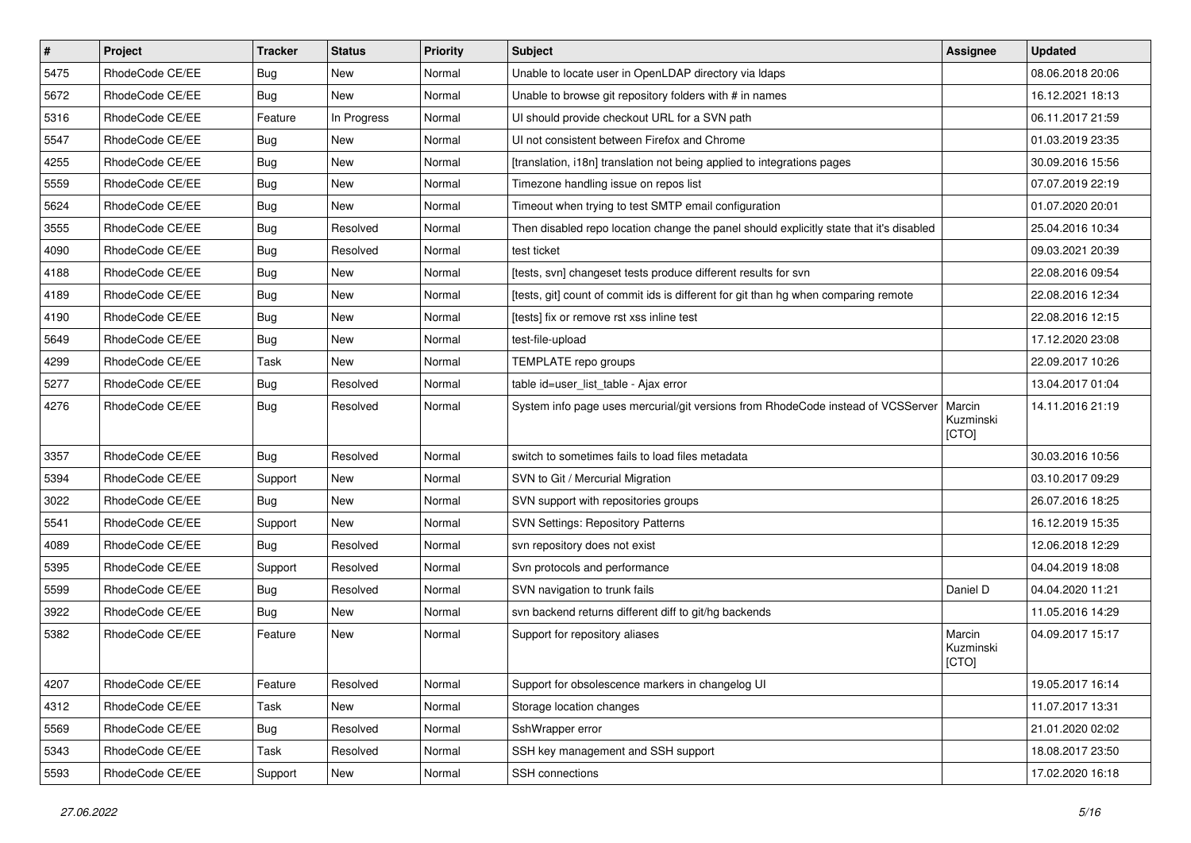| # | Project | Tracker | Status | Priority | Subject | Assignee | Updated |
|---|---|---|---|---|---|---|---|
| 5475 | RhodeCode CE/EE | Bug | New | Normal | Unable to locate user in OpenLDAP directory via ldaps | | 08.06.2018 20:06 |
| 5672 | RhodeCode CE/EE | Bug | New | Normal | Unable to browse git repository folders with # in names | | 16.12.2021 18:13 |
| 5316 | RhodeCode CE/EE | Feature | In Progress | Normal | UI should provide checkout URL for a SVN path | | 06.11.2017 21:59 |
| 5547 | RhodeCode CE/EE | Bug | New | Normal | UI not consistent between Firefox and Chrome | | 01.03.2019 23:35 |
| 4255 | RhodeCode CE/EE | Bug | New | Normal | [translation, i18n] translation not being applied to integrations pages | | 30.09.2016 15:56 |
| 5559 | RhodeCode CE/EE | Bug | New | Normal | Timezone handling issue on repos list | | 07.07.2019 22:19 |
| 5624 | RhodeCode CE/EE | Bug | New | Normal | Timeout when trying to test SMTP email configuration | | 01.07.2020 20:01 |
| 3555 | RhodeCode CE/EE | Bug | Resolved | Normal | Then disabled repo location change the panel should explicitly state that it's disabled | | 25.04.2016 10:34 |
| 4090 | RhodeCode CE/EE | Bug | Resolved | Normal | test ticket | | 09.03.2021 20:39 |
| 4188 | RhodeCode CE/EE | Bug | New | Normal | [tests, svn] changeset tests produce different results for svn | | 22.08.2016 09:54 |
| 4189 | RhodeCode CE/EE | Bug | New | Normal | [tests, git] count of commit ids is different for git than hg when comparing remote | | 22.08.2016 12:34 |
| 4190 | RhodeCode CE/EE | Bug | New | Normal | [tests] fix or remove rst xss inline test | | 22.08.2016 12:15 |
| 5649 | RhodeCode CE/EE | Bug | New | Normal | test-file-upload | | 17.12.2020 23:08 |
| 4299 | RhodeCode CE/EE | Task | New | Normal | TEMPLATE repo groups | | 22.09.2017 10:26 |
| 5277 | RhodeCode CE/EE | Bug | Resolved | Normal | table id=user_list_table - Ajax error | | 13.04.2017 01:04 |
| 4276 | RhodeCode CE/EE | Bug | Resolved | Normal | System info page uses mercurial/git versions from RhodeCode instead of VCSServer | Marcin Kuzminski [CTO] | 14.11.2016 21:19 |
| 3357 | RhodeCode CE/EE | Bug | Resolved | Normal | switch to sometimes fails to load files metadata | | 30.03.2016 10:56 |
| 5394 | RhodeCode CE/EE | Support | New | Normal | SVN to Git / Mercurial Migration | | 03.10.2017 09:29 |
| 3022 | RhodeCode CE/EE | Bug | New | Normal | SVN support with repositories groups | | 26.07.2016 18:25 |
| 5541 | RhodeCode CE/EE | Support | New | Normal | SVN Settings: Repository Patterns | | 16.12.2019 15:35 |
| 4089 | RhodeCode CE/EE | Bug | Resolved | Normal | svn repository does not exist | | 12.06.2018 12:29 |
| 5395 | RhodeCode CE/EE | Support | Resolved | Normal | Svn protocols and performance | | 04.04.2019 18:08 |
| 5599 | RhodeCode CE/EE | Bug | Resolved | Normal | SVN navigation to trunk fails | Daniel D | 04.04.2020 11:21 |
| 3922 | RhodeCode CE/EE | Bug | New | Normal | svn backend returns different diff to git/hg backends | | 11.05.2016 14:29 |
| 5382 | RhodeCode CE/EE | Feature | New | Normal | Support for repository aliases | Marcin Kuzminski [CTO] | 04.09.2017 15:17 |
| 4207 | RhodeCode CE/EE | Feature | Resolved | Normal | Support for obsolescence markers in changelog UI | | 19.05.2017 16:14 |
| 4312 | RhodeCode CE/EE | Task | New | Normal | Storage location changes | | 11.07.2017 13:31 |
| 5569 | RhodeCode CE/EE | Bug | Resolved | Normal | SshWrapper error | | 21.01.2020 02:02 |
| 5343 | RhodeCode CE/EE | Task | Resolved | Normal | SSH key management and SSH support | | 18.08.2017 23:50 |
| 5593 | RhodeCode CE/EE | Support | New | Normal | SSH connections | | 17.02.2020 16:18 |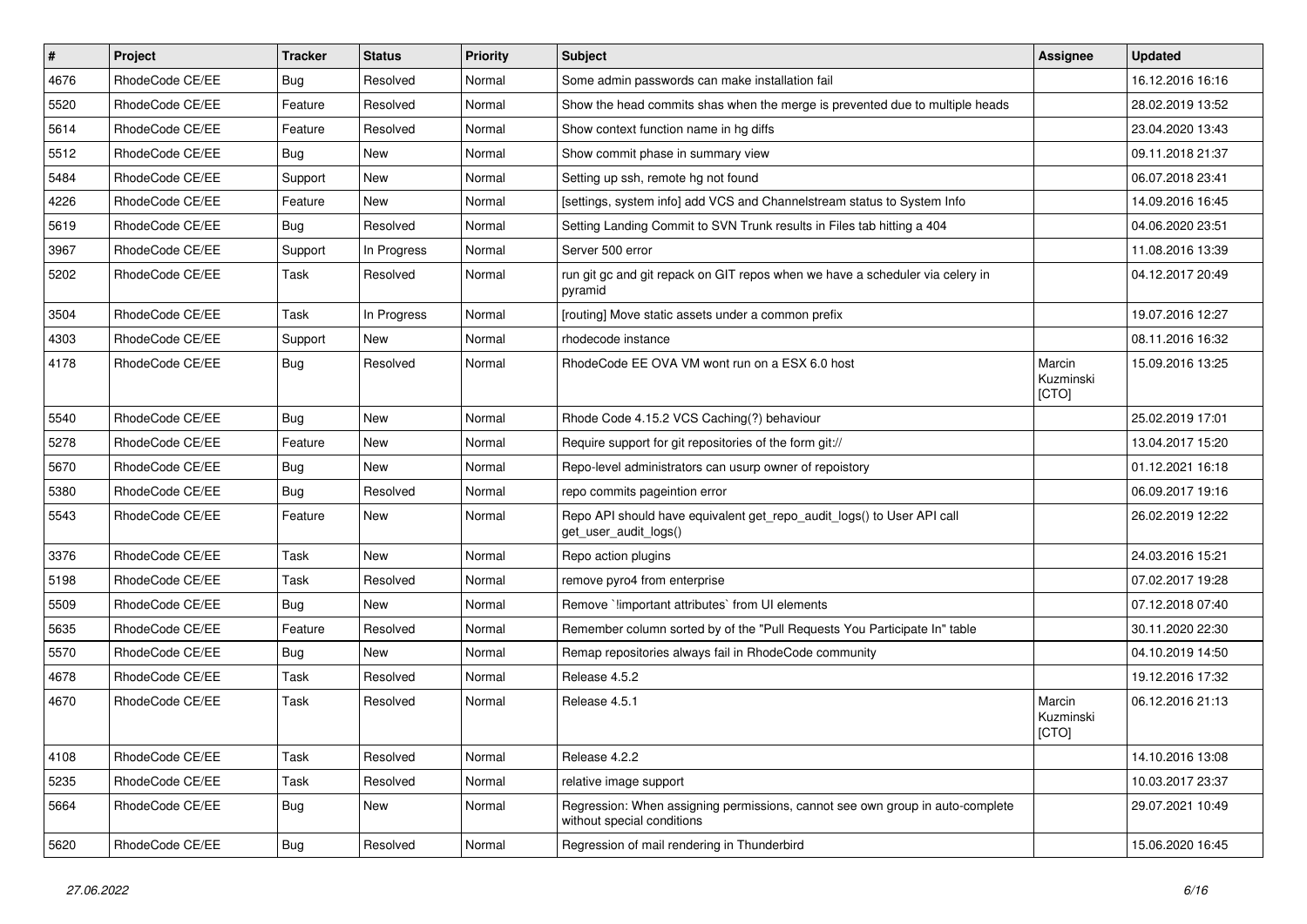| # | Project | Tracker | Status | Priority | Subject | Assignee | Updated |
|---|---|---|---|---|---|---|---|
| 4676 | RhodeCode CE/EE | Bug | Resolved | Normal | Some admin passwords can make installation fail | | 16.12.2016 16:16 |
| 5520 | RhodeCode CE/EE | Feature | Resolved | Normal | Show the head commits shas when the merge is prevented due to multiple heads | | 28.02.2019 13:52 |
| 5614 | RhodeCode CE/EE | Feature | Resolved | Normal | Show context function name in hg diffs | | 23.04.2020 13:43 |
| 5512 | RhodeCode CE/EE | Bug | New | Normal | Show commit phase in summary view | | 09.11.2018 21:37 |
| 5484 | RhodeCode CE/EE | Support | New | Normal | Setting up ssh, remote hg not found | | 06.07.2018 23:41 |
| 4226 | RhodeCode CE/EE | Feature | New | Normal | [settings, system info] add VCS and Channelstream status to System Info | | 14.09.2016 16:45 |
| 5619 | RhodeCode CE/EE | Bug | Resolved | Normal | Setting Landing Commit to SVN Trunk results in Files tab hitting a 404 | | 04.06.2020 23:51 |
| 3967 | RhodeCode CE/EE | Support | In Progress | Normal | Server 500 error | | 11.08.2016 13:39 |
| 5202 | RhodeCode CE/EE | Task | Resolved | Normal | run git gc and git repack on GIT repos when we have a scheduler via celery in pyramid | | 04.12.2017 20:49 |
| 3504 | RhodeCode CE/EE | Task | In Progress | Normal | [routing] Move static assets under a common prefix | | 19.07.2016 12:27 |
| 4303 | RhodeCode CE/EE | Support | New | Normal | rhodecode instance | | 08.11.2016 16:32 |
| 4178 | RhodeCode CE/EE | Bug | Resolved | Normal | RhodeCode EE OVA VM wont run on a ESX 6.0 host | Marcin Kuzminski [CTO] | 15.09.2016 13:25 |
| 5540 | RhodeCode CE/EE | Bug | New | Normal | Rhode Code 4.15.2 VCS Caching(?) behaviour | | 25.02.2019 17:01 |
| 5278 | RhodeCode CE/EE | Feature | New | Normal | Require support for git repositories of the form git:// | | 13.04.2017 15:20 |
| 5670 | RhodeCode CE/EE | Bug | New | Normal | Repo-level administrators can usurp owner of repoistory | | 01.12.2021 16:18 |
| 5380 | RhodeCode CE/EE | Bug | Resolved | Normal | repo commits pageintion error | | 06.09.2017 19:16 |
| 5543 | RhodeCode CE/EE | Feature | New | Normal | Repo API should have equivalent get_repo_audit_logs() to User API call get_user_audit_logs() | | 26.02.2019 12:22 |
| 3376 | RhodeCode CE/EE | Task | New | Normal | Repo action plugins | | 24.03.2016 15:21 |
| 5198 | RhodeCode CE/EE | Task | Resolved | Normal | remove pyro4 from enterprise | | 07.02.2017 19:28 |
| 5509 | RhodeCode CE/EE | Bug | New | Normal | Remove `!important attributes` from UI elements | | 07.12.2018 07:40 |
| 5635 | RhodeCode CE/EE | Feature | Resolved | Normal | Remember column sorted by of the "Pull Requests You Participate In" table | | 30.11.2020 22:30 |
| 5570 | RhodeCode CE/EE | Bug | New | Normal | Remap repositories always fail in RhodeCode community | | 04.10.2019 14:50 |
| 4678 | RhodeCode CE/EE | Task | Resolved | Normal | Release 4.5.2 | | 19.12.2016 17:32 |
| 4670 | RhodeCode CE/EE | Task | Resolved | Normal | Release 4.5.1 | Marcin Kuzminski [CTO] | 06.12.2016 21:13 |
| 4108 | RhodeCode CE/EE | Task | Resolved | Normal | Release 4.2.2 | | 14.10.2016 13:08 |
| 5235 | RhodeCode CE/EE | Task | Resolved | Normal | relative image support | | 10.03.2017 23:37 |
| 5664 | RhodeCode CE/EE | Bug | New | Normal | Regression: When assigning permissions, cannot see own group in auto-complete without special conditions | | 29.07.2021 10:49 |
| 5620 | RhodeCode CE/EE | Bug | Resolved | Normal | Regression of mail rendering in Thunderbird | | 15.06.2020 16:45 |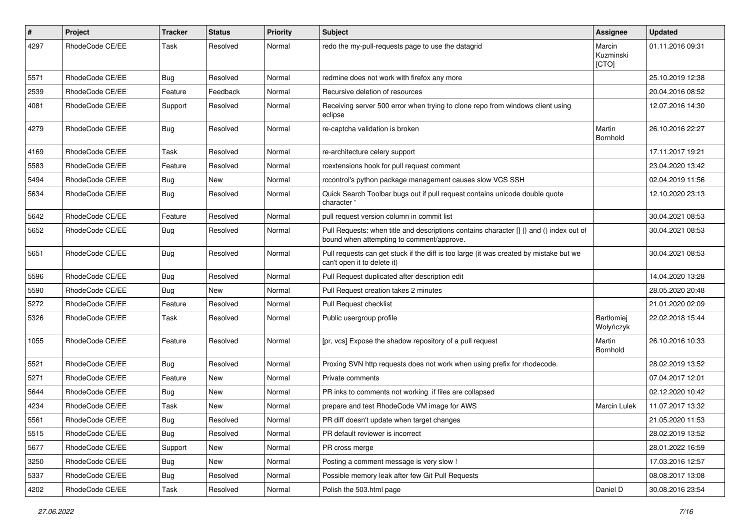| # | Project | Tracker | Status | Priority | Subject | Assignee | Updated |
|---|---|---|---|---|---|---|---|
| 4297 | RhodeCode CE/EE | Task | Resolved | Normal | redo the my-pull-requests page to use the datagrid | Marcin Kuzminski [CTO] | 01.11.2016 09:31 |
| 5571 | RhodeCode CE/EE | Bug | Resolved | Normal | redmine does not work with firefox any more | | 25.10.2019 12:38 |
| 2539 | RhodeCode CE/EE | Feature | Feedback | Normal | Recursive deletion of resources | | 20.04.2016 08:52 |
| 4081 | RhodeCode CE/EE | Support | Resolved | Normal | Receiving server 500 error when trying to clone repo from windows client using eclipse | | 12.07.2016 14:30 |
| 4279 | RhodeCode CE/EE | Bug | Resolved | Normal | re-captcha validation is broken | Martin Bornhold | 26.10.2016 22:27 |
| 4169 | RhodeCode CE/EE | Task | Resolved | Normal | re-architecture celery support | | 17.11.2017 19:21 |
| 5583 | RhodeCode CE/EE | Feature | Resolved | Normal | rcextensions hook for pull request comment | | 23.04.2020 13:42 |
| 5494 | RhodeCode CE/EE | Bug | New | Normal | rccontrol's python package management causes slow VCS SSH | | 02.04.2019 11:56 |
| 5634 | RhodeCode CE/EE | Bug | Resolved | Normal | Quick Search Toolbar bugs out if pull request contains unicode double quote character " | | 12.10.2020 23:13 |
| 5642 | RhodeCode CE/EE | Feature | Resolved | Normal | pull request version column in commit list | | 30.04.2021 08:53 |
| 5652 | RhodeCode CE/EE | Bug | Resolved | Normal | Pull Requests: when title and descriptions contains character [] {} and () index out of bound when attempting to comment/approve. | | 30.04.2021 08:53 |
| 5651 | RhodeCode CE/EE | Bug | Resolved | Normal | Pull requests can get stuck if the diff is too large (it was created by mistake but we can't open it to delete it) | | 30.04.2021 08:53 |
| 5596 | RhodeCode CE/EE | Bug | Resolved | Normal | Pull Request duplicated after description edit | | 14.04.2020 13:28 |
| 5590 | RhodeCode CE/EE | Bug | New | Normal | Pull Request creation takes 2 minutes | | 28.05.2020 20:48 |
| 5272 | RhodeCode CE/EE | Feature | Resolved | Normal | Pull Request checklist | | 21.01.2020 02:09 |
| 5326 | RhodeCode CE/EE | Task | Resolved | Normal | Public usergroup profile | Bartłomiej Wołyńczyk | 22.02.2018 15:44 |
| 1055 | RhodeCode CE/EE | Feature | Resolved | Normal | [pr, vcs] Expose the shadow repository of a pull request | Martin Bornhold | 26.10.2016 10:33 |
| 5521 | RhodeCode CE/EE | Bug | Resolved | Normal | Proxing SVN http requests does not work when using prefix for rhodecode. | | 28.02.2019 13:52 |
| 5271 | RhodeCode CE/EE | Feature | New | Normal | Private comments | | 07.04.2017 12:01 |
| 5644 | RhodeCode CE/EE | Bug | New | Normal | PR inks to comments not working if files are collapsed | | 02.12.2020 10:42 |
| 4234 | RhodeCode CE/EE | Task | New | Normal | prepare and test RhodeCode VM image for AWS | Marcin Lulek | 11.07.2017 13:32 |
| 5561 | RhodeCode CE/EE | Bug | Resolved | Normal | PR diff doesn't update when target changes | | 21.05.2020 11:53 |
| 5515 | RhodeCode CE/EE | Bug | Resolved | Normal | PR default reviewer is incorrect | | 28.02.2019 13:52 |
| 5677 | RhodeCode CE/EE | Support | New | Normal | PR cross merge | | 28.01.2022 16:59 |
| 3250 | RhodeCode CE/EE | Bug | New | Normal | Posting a comment message is very slow ! | | 17.03.2016 12:57 |
| 5337 | RhodeCode CE/EE | Bug | Resolved | Normal | Possible memory leak after few Git Pull Requests | | 08.08.2017 13:08 |
| 4202 | RhodeCode CE/EE | Task | Resolved | Normal | Polish the 503.html page | Daniel D | 30.08.2016 23:54 |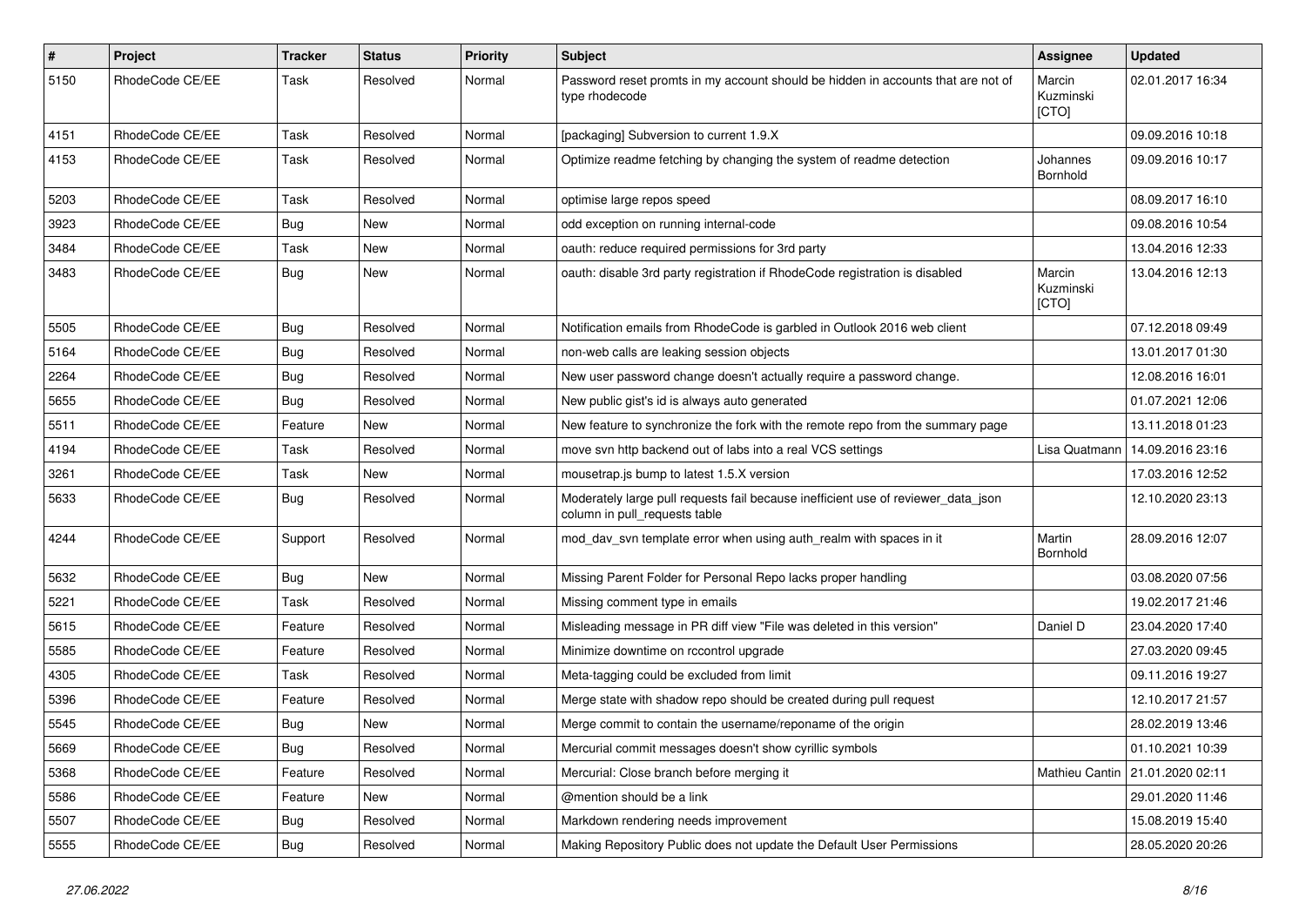| # | Project | Tracker | Status | Priority | Subject | Assignee | Updated |
|---|---|---|---|---|---|---|---|
| 5150 | RhodeCode CE/EE | Task | Resolved | Normal | Password reset promts in my account should be hidden in accounts that are not of type rhodecode | Marcin Kuzminski [CTO] | 02.01.2017 16:34 |
| 4151 | RhodeCode CE/EE | Task | Resolved | Normal | [packaging] Subversion to current 1.9.X | | 09.09.2016 10:18 |
| 4153 | RhodeCode CE/EE | Task | Resolved | Normal | Optimize readme fetching by changing the system of readme detection | Johannes Bornhold | 09.09.2016 10:17 |
| 5203 | RhodeCode CE/EE | Task | Resolved | Normal | optimise large repos speed | | 08.09.2017 16:10 |
| 3923 | RhodeCode CE/EE | Bug | New | Normal | odd exception on running internal-code | | 09.08.2016 10:54 |
| 3484 | RhodeCode CE/EE | Task | New | Normal | oauth: reduce required permissions for 3rd party | | 13.04.2016 12:33 |
| 3483 | RhodeCode CE/EE | Bug | New | Normal | oauth: disable 3rd party registration if RhodeCode registration is disabled | Marcin Kuzminski [CTO] | 13.04.2016 12:13 |
| 5505 | RhodeCode CE/EE | Bug | Resolved | Normal | Notification emails from RhodeCode is garbled in Outlook 2016 web client | | 07.12.2018 09:49 |
| 5164 | RhodeCode CE/EE | Bug | Resolved | Normal | non-web calls are leaking session objects | | 13.01.2017 01:30 |
| 2264 | RhodeCode CE/EE | Bug | Resolved | Normal | New user password change doesn't actually require a password change. | | 12.08.2016 16:01 |
| 5655 | RhodeCode CE/EE | Bug | Resolved | Normal | New public gist's id is always auto generated | | 01.07.2021 12:06 |
| 5511 | RhodeCode CE/EE | Feature | New | Normal | New feature to synchronize the fork with the remote repo from the summary page | | 13.11.2018 01:23 |
| 4194 | RhodeCode CE/EE | Task | Resolved | Normal | move svn http backend out of labs into a real VCS settings | Lisa Quatmann | 14.09.2016 23:16 |
| 3261 | RhodeCode CE/EE | Task | New | Normal | mousetrap.js bump to latest 1.5.X version | | 17.03.2016 12:52 |
| 5633 | RhodeCode CE/EE | Bug | Resolved | Normal | Moderately large pull requests fail because inefficient use of reviewer_data_json column in pull_requests table | | 12.10.2020 23:13 |
| 4244 | RhodeCode CE/EE | Support | Resolved | Normal | mod_dav_svn template error when using auth_realm with spaces in it | Martin Bornhold | 28.09.2016 12:07 |
| 5632 | RhodeCode CE/EE | Bug | New | Normal | Missing Parent Folder for Personal Repo lacks proper handling | | 03.08.2020 07:56 |
| 5221 | RhodeCode CE/EE | Task | Resolved | Normal | Missing comment type in emails | | 19.02.2017 21:46 |
| 5615 | RhodeCode CE/EE | Feature | Resolved | Normal | Misleading message in PR diff view "File was deleted in this version" | Daniel D | 23.04.2020 17:40 |
| 5585 | RhodeCode CE/EE | Feature | Resolved | Normal | Minimize downtime on rccontrol upgrade | | 27.03.2020 09:45 |
| 4305 | RhodeCode CE/EE | Task | Resolved | Normal | Meta-tagging could be excluded from limit | | 09.11.2016 19:27 |
| 5396 | RhodeCode CE/EE | Feature | Resolved | Normal | Merge state with shadow repo should be created during pull request | | 12.10.2017 21:57 |
| 5545 | RhodeCode CE/EE | Bug | New | Normal | Merge commit to contain the username/reponame of the origin | | 28.02.2019 13:46 |
| 5669 | RhodeCode CE/EE | Bug | Resolved | Normal | Mercurial commit messages doesn't show cyrillic symbols | | 01.10.2021 10:39 |
| 5368 | RhodeCode CE/EE | Feature | Resolved | Normal | Mercurial: Close branch before merging it | Mathieu Cantin | 21.01.2020 02:11 |
| 5586 | RhodeCode CE/EE | Feature | New | Normal | @mention should be a link | | 29.01.2020 11:46 |
| 5507 | RhodeCode CE/EE | Bug | Resolved | Normal | Markdown rendering needs improvement | | 15.08.2019 15:40 |
| 5555 | RhodeCode CE/EE | Bug | Resolved | Normal | Making Repository Public does not update the Default User Permissions | | 28.05.2020 20:26 |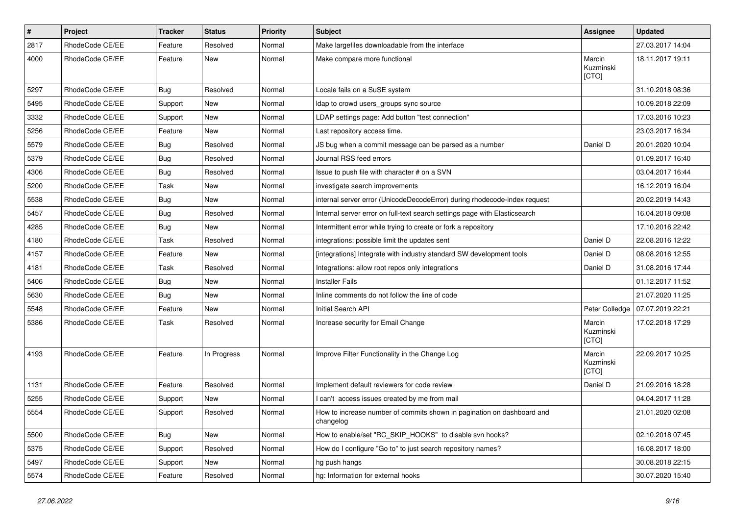| # | Project | Tracker | Status | Priority | Subject | Assignee | Updated |
|---|---|---|---|---|---|---|---|
| 2817 | RhodeCode CE/EE | Feature | Resolved | Normal | Make largefiles downloadable from the interface | | 27.03.2017 14:04 |
| 4000 | RhodeCode CE/EE | Feature | New | Normal | Make compare more functional | Marcin Kuzminski [CTO] | 18.11.2017 19:11 |
| 5297 | RhodeCode CE/EE | Bug | Resolved | Normal | Locale fails on a SuSE system | | 31.10.2018 08:36 |
| 5495 | RhodeCode CE/EE | Support | New | Normal | ldap to crowd users_groups sync source | | 10.09.2018 22:09 |
| 3332 | RhodeCode CE/EE | Support | New | Normal | LDAP settings page: Add button "test connection" | | 17.03.2016 10:23 |
| 5256 | RhodeCode CE/EE | Feature | New | Normal | Last repository access time. | | 23.03.2017 16:34 |
| 5579 | RhodeCode CE/EE | Bug | Resolved | Normal | JS bug when a commit message can be parsed as a number | Daniel D | 20.01.2020 10:04 |
| 5379 | RhodeCode CE/EE | Bug | Resolved | Normal | Journal RSS feed errors | | 01.09.2017 16:40 |
| 4306 | RhodeCode CE/EE | Bug | Resolved | Normal | Issue to push file with character # on a SVN | | 03.04.2017 16:44 |
| 5200 | RhodeCode CE/EE | Task | New | Normal | investigate search improvements | | 16.12.2019 16:04 |
| 5538 | RhodeCode CE/EE | Bug | New | Normal | internal server error (UnicodeDecodeError) during rhodecode-index request | | 20.02.2019 14:43 |
| 5457 | RhodeCode CE/EE | Bug | Resolved | Normal | Internal server error on full-text search settings page with Elasticsearch | | 16.04.2018 09:08 |
| 4285 | RhodeCode CE/EE | Bug | New | Normal | Intermittent error while trying to create or fork a repository | | 17.10.2016 22:42 |
| 4180 | RhodeCode CE/EE | Task | Resolved | Normal | integrations: possible limit the updates sent | Daniel D | 22.08.2016 12:22 |
| 4157 | RhodeCode CE/EE | Feature | New | Normal | [integrations] Integrate with industry standard SW development tools | Daniel D | 08.08.2016 12:55 |
| 4181 | RhodeCode CE/EE | Task | Resolved | Normal | Integrations: allow root repos only integrations | Daniel D | 31.08.2016 17:44 |
| 5406 | RhodeCode CE/EE | Bug | New | Normal | Installer Fails | | 01.12.2017 11:52 |
| 5630 | RhodeCode CE/EE | Bug | New | Normal | Inline comments do not follow the line of code | | 21.07.2020 11:25 |
| 5548 | RhodeCode CE/EE | Feature | New | Normal | Initial Search API | Peter Colledge | 07.07.2019 22:21 |
| 5386 | RhodeCode CE/EE | Task | Resolved | Normal | Increase security for Email Change | Marcin Kuzminski [CTO] | 17.02.2018 17:29 |
| 4193 | RhodeCode CE/EE | Feature | In Progress | Normal | Improve Filter Functionality in the Change Log | Marcin Kuzminski [CTO] | 22.09.2017 10:25 |
| 1131 | RhodeCode CE/EE | Feature | Resolved | Normal | Implement default reviewers for code review | Daniel D | 21.09.2016 18:28 |
| 5255 | RhodeCode CE/EE | Support | New | Normal | I can't access issues created by me from mail | | 04.04.2017 11:28 |
| 5554 | RhodeCode CE/EE | Support | Resolved | Normal | How to increase number of commits shown in pagination on dashboard and changelog | | 21.01.2020 02:08 |
| 5500 | RhodeCode CE/EE | Bug | New | Normal | How to enable/set "RC_SKIP_HOOKS" to disable svn hooks? | | 02.10.2018 07:45 |
| 5375 | RhodeCode CE/EE | Support | Resolved | Normal | How do I configure "Go to" to just search repository names? | | 16.08.2017 18:00 |
| 5497 | RhodeCode CE/EE | Support | New | Normal | hg push hangs | | 30.08.2018 22:15 |
| 5574 | RhodeCode CE/EE | Feature | Resolved | Normal | hg: Information for external hooks | | 30.07.2020 15:40 |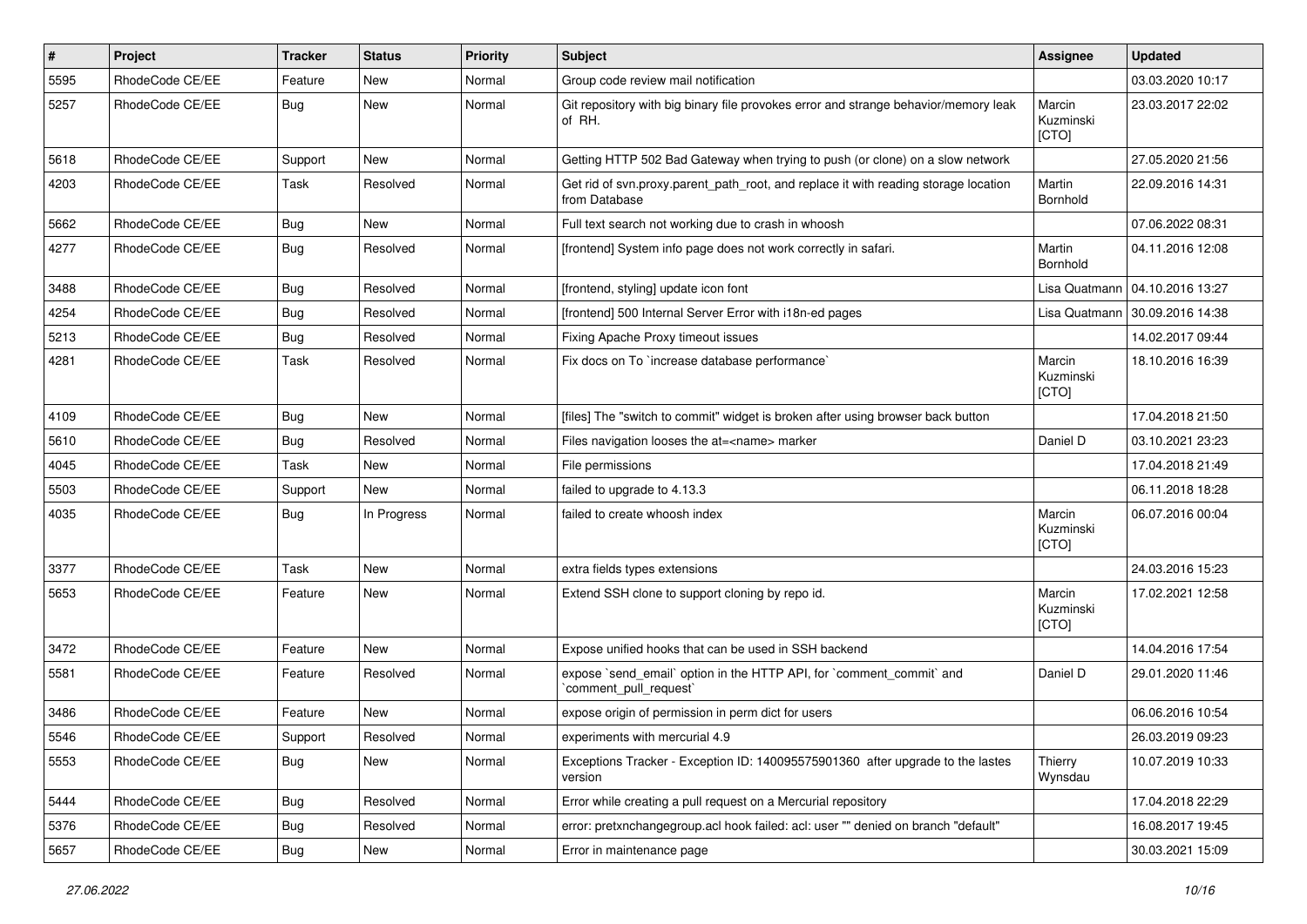| # | Project | Tracker | Status | Priority | Subject | Assignee | Updated |
|---|---|---|---|---|---|---|---|
| 5595 | RhodeCode CE/EE | Feature | New | Normal | Group code review mail notification | | 03.03.2020 10:17 |
| 5257 | RhodeCode CE/EE | Bug | New | Normal | Git repository with big binary file provokes error and strange behavior/memory leak of RH. | Marcin Kuzminski [CTO] | 23.03.2017 22:02 |
| 5618 | RhodeCode CE/EE | Support | New | Normal | Getting HTTP 502 Bad Gateway when trying to push (or clone) on a slow network | | 27.05.2020 21:56 |
| 4203 | RhodeCode CE/EE | Task | Resolved | Normal | Get rid of svn.proxy.parent_path_root, and replace it with reading storage location from Database | Martin Bornhold | 22.09.2016 14:31 |
| 5662 | RhodeCode CE/EE | Bug | New | Normal | Full text search not working due to crash in whoosh | | 07.06.2022 08:31 |
| 4277 | RhodeCode CE/EE | Bug | Resolved | Normal | [frontend] System info page does not work correctly in safari. | Martin Bornhold | 04.11.2016 12:08 |
| 3488 | RhodeCode CE/EE | Bug | Resolved | Normal | [frontend, styling] update icon font | Lisa Quatmann | 04.10.2016 13:27 |
| 4254 | RhodeCode CE/EE | Bug | Resolved | Normal | [frontend] 500 Internal Server Error with i18n-ed pages | Lisa Quatmann | 30.09.2016 14:38 |
| 5213 | RhodeCode CE/EE | Bug | Resolved | Normal | Fixing Apache Proxy timeout issues | | 14.02.2017 09:44 |
| 4281 | RhodeCode CE/EE | Task | Resolved | Normal | Fix docs on To `increase database performance` | Marcin Kuzminski [CTO] | 18.10.2016 16:39 |
| 4109 | RhodeCode CE/EE | Bug | New | Normal | [files] The "switch to commit" widget is broken after using browser back button | | 17.04.2018 21:50 |
| 5610 | RhodeCode CE/EE | Bug | Resolved | Normal | Files navigation looses the at=<name> marker | Daniel D | 03.10.2021 23:23 |
| 4045 | RhodeCode CE/EE | Task | New | Normal | File permissions | | 17.04.2018 21:49 |
| 5503 | RhodeCode CE/EE | Support | New | Normal | failed to upgrade to 4.13.3 | | 06.11.2018 18:28 |
| 4035 | RhodeCode CE/EE | Bug | In Progress | Normal | failed to create whoosh index | Marcin Kuzminski [CTO] | 06.07.2016 00:04 |
| 3377 | RhodeCode CE/EE | Task | New | Normal | extra fields types extensions | | 24.03.2016 15:23 |
| 5653 | RhodeCode CE/EE | Feature | New | Normal | Extend SSH clone to support cloning by repo id. | Marcin Kuzminski [CTO] | 17.02.2021 12:58 |
| 3472 | RhodeCode CE/EE | Feature | New | Normal | Expose unified hooks that can be used in SSH backend | | 14.04.2016 17:54 |
| 5581 | RhodeCode CE/EE | Feature | Resolved | Normal | expose `send_email` option in the HTTP API, for `comment_commit` and `comment_pull_request` | Daniel D | 29.01.2020 11:46 |
| 3486 | RhodeCode CE/EE | Feature | New | Normal | expose origin of permission in perm dict for users | | 06.06.2016 10:54 |
| 5546 | RhodeCode CE/EE | Support | Resolved | Normal | experiments with mercurial 4.9 | | 26.03.2019 09:23 |
| 5553 | RhodeCode CE/EE | Bug | New | Normal | Exceptions Tracker - Exception ID: 140095575901360 after upgrade to the lastes version | Thierry Wynsdau | 10.07.2019 10:33 |
| 5444 | RhodeCode CE/EE | Bug | Resolved | Normal | Error while creating a pull request on a Mercurial repository | | 17.04.2018 22:29 |
| 5376 | RhodeCode CE/EE | Bug | Resolved | Normal | error: pretxnchangegroup.acl hook failed: acl: user "" denied on branch "default" | | 16.08.2017 19:45 |
| 5657 | RhodeCode CE/EE | Bug | New | Normal | Error in maintenance page | | 30.03.2021 15:09 |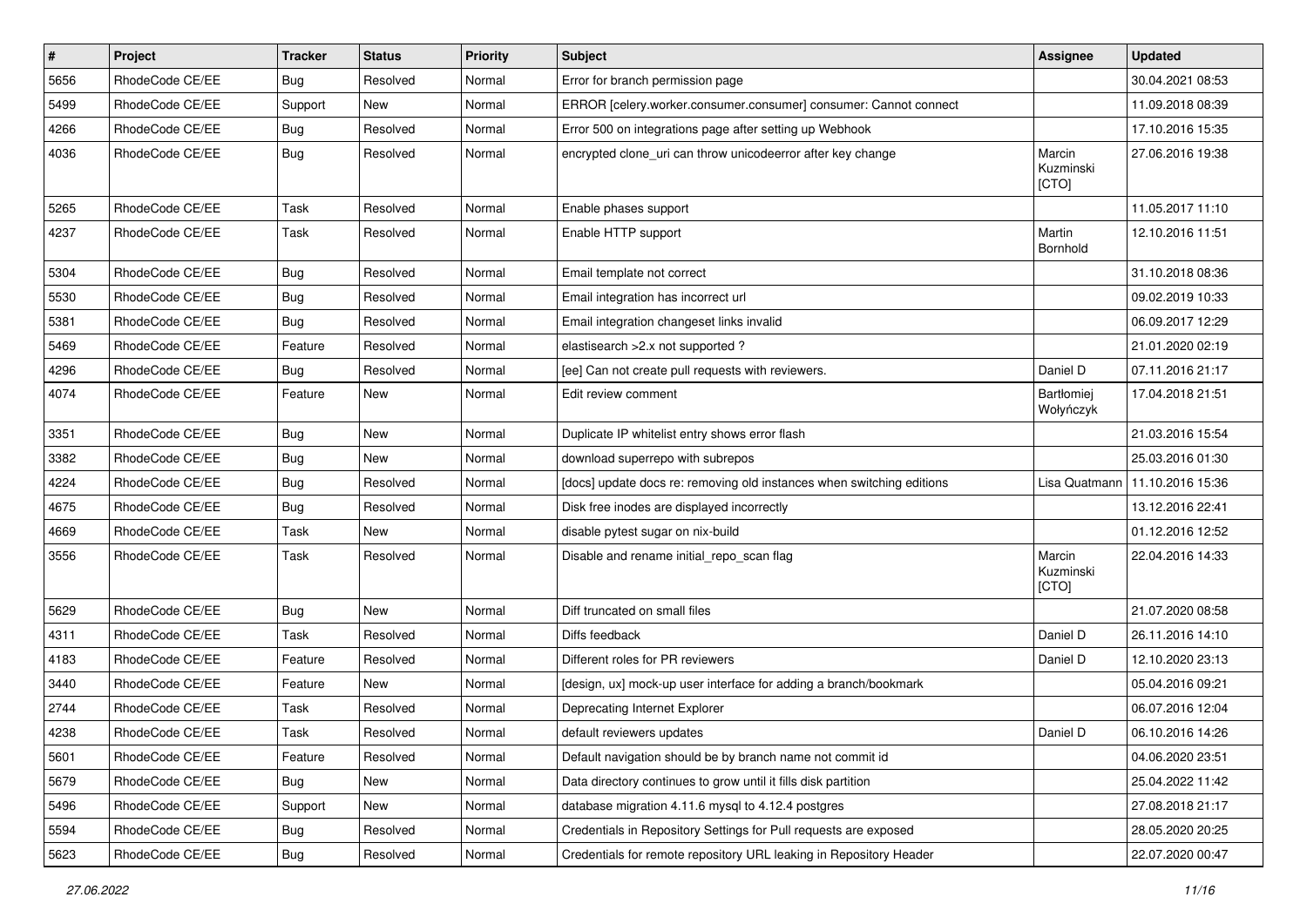| # | Project | Tracker | Status | Priority | Subject | Assignee | Updated |
|---|---|---|---|---|---|---|---|
| 5656 | RhodeCode CE/EE | Bug | Resolved | Normal | Error for branch permission page | | 30.04.2021 08:53 |
| 5499 | RhodeCode CE/EE | Support | New | Normal | ERROR [celery.worker.consumer.consumer] consumer: Cannot connect | | 11.09.2018 08:39 |
| 4266 | RhodeCode CE/EE | Bug | Resolved | Normal | Error 500 on integrations page after setting up Webhook | | 17.10.2016 15:35 |
| 4036 | RhodeCode CE/EE | Bug | Resolved | Normal | encrypted clone_uri can throw unicodeerror after key change | Marcin Kuzminski [CTO] | 27.06.2016 19:38 |
| 5265 | RhodeCode CE/EE | Task | Resolved | Normal | Enable phases support | | 11.05.2017 11:10 |
| 4237 | RhodeCode CE/EE | Task | Resolved | Normal | Enable HTTP support | Martin Bornhold | 12.10.2016 11:51 |
| 5304 | RhodeCode CE/EE | Bug | Resolved | Normal | Email template not correct | | 31.10.2018 08:36 |
| 5530 | RhodeCode CE/EE | Bug | Resolved | Normal | Email integration has incorrect url | | 09.02.2019 10:33 |
| 5381 | RhodeCode CE/EE | Bug | Resolved | Normal | Email integration changeset links invalid | | 06.09.2017 12:29 |
| 5469 | RhodeCode CE/EE | Feature | Resolved | Normal | elastisearch >2.x not supported ? | | 21.01.2020 02:19 |
| 4296 | RhodeCode CE/EE | Bug | Resolved | Normal | [ee] Can not create pull requests with reviewers. | Daniel D | 07.11.2016 21:17 |
| 4074 | RhodeCode CE/EE | Feature | New | Normal | Edit review comment | Bartłomiej Wołyńczyk | 17.04.2018 21:51 |
| 3351 | RhodeCode CE/EE | Bug | New | Normal | Duplicate IP whitelist entry shows error flash | | 21.03.2016 15:54 |
| 3382 | RhodeCode CE/EE | Bug | New | Normal | download superrepo with subrepos | | 25.03.2016 01:30 |
| 4224 | RhodeCode CE/EE | Bug | Resolved | Normal | [docs] update docs re: removing old instances when switching editions | Lisa Quatmann | 11.10.2016 15:36 |
| 4675 | RhodeCode CE/EE | Bug | Resolved | Normal | Disk free inodes are displayed incorrectly | | 13.12.2016 22:41 |
| 4669 | RhodeCode CE/EE | Task | New | Normal | disable pytest sugar on nix-build | | 01.12.2016 12:52 |
| 3556 | RhodeCode CE/EE | Task | Resolved | Normal | Disable and rename initial_repo_scan flag | Marcin Kuzminski [CTO] | 22.04.2016 14:33 |
| 5629 | RhodeCode CE/EE | Bug | New | Normal | Diff truncated on small files | | 21.07.2020 08:58 |
| 4311 | RhodeCode CE/EE | Task | Resolved | Normal | Diffs feedback | Daniel D | 26.11.2016 14:10 |
| 4183 | RhodeCode CE/EE | Feature | Resolved | Normal | Different roles for PR reviewers | Daniel D | 12.10.2020 23:13 |
| 3440 | RhodeCode CE/EE | Feature | New | Normal | [design, ux] mock-up user interface for adding a branch/bookmark | | 05.04.2016 09:21 |
| 2744 | RhodeCode CE/EE | Task | Resolved | Normal | Deprecating Internet Explorer | | 06.07.2016 12:04 |
| 4238 | RhodeCode CE/EE | Task | Resolved | Normal | default reviewers updates | Daniel D | 06.10.2016 14:26 |
| 5601 | RhodeCode CE/EE | Feature | Resolved | Normal | Default navigation should be by branch name not commit id | | 04.06.2020 23:51 |
| 5679 | RhodeCode CE/EE | Bug | New | Normal | Data directory continues to grow until it fills disk partition | | 25.04.2022 11:42 |
| 5496 | RhodeCode CE/EE | Support | New | Normal | database migration 4.11.6 mysql to 4.12.4 postgres | | 27.08.2018 21:17 |
| 5594 | RhodeCode CE/EE | Bug | Resolved | Normal | Credentials in Repository Settings for Pull requests are exposed | | 28.05.2020 20:25 |
| 5623 | RhodeCode CE/EE | Bug | Resolved | Normal | Credentials for remote repository URL leaking in Repository Header | | 22.07.2020 00:47 |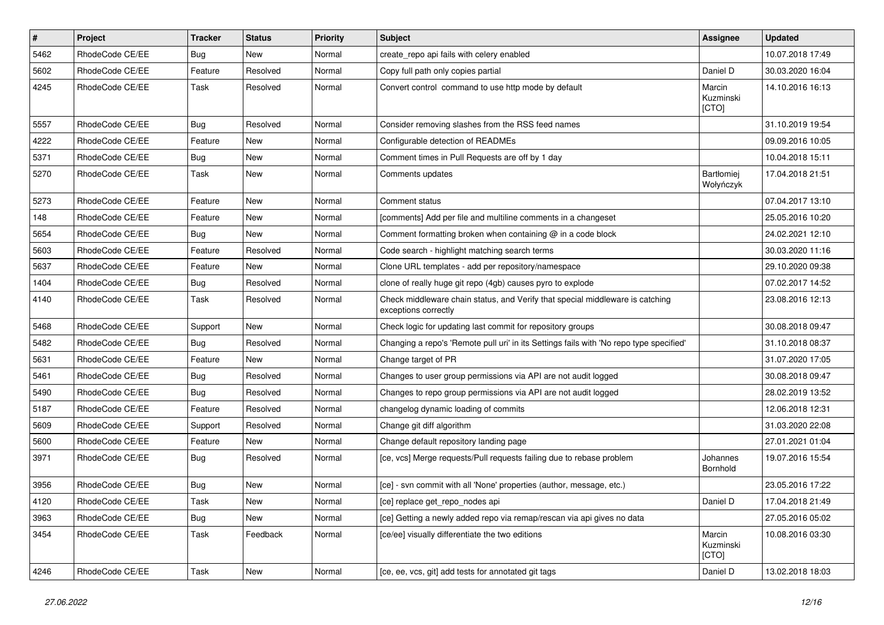| # | Project | Tracker | Status | Priority | Subject | Assignee | Updated |
|---|---|---|---|---|---|---|---|
| 5462 | RhodeCode CE/EE | Bug | New | Normal | create_repo api fails with celery enabled | | 10.07.2018 17:49 |
| 5602 | RhodeCode CE/EE | Feature | Resolved | Normal | Copy full path only copies partial | Daniel D | 30.03.2020 16:04 |
| 4245 | RhodeCode CE/EE | Task | Resolved | Normal | Convert control command to use http mode by default | Marcin Kuzminski [CTO] | 14.10.2016 16:13 |
| 5557 | RhodeCode CE/EE | Bug | Resolved | Normal | Consider removing slashes from the RSS feed names | | 31.10.2019 19:54 |
| 4222 | RhodeCode CE/EE | Feature | New | Normal | Configurable detection of READMEs | | 09.09.2016 10:05 |
| 5371 | RhodeCode CE/EE | Bug | New | Normal | Comment times in Pull Requests are off by 1 day | | 10.04.2018 15:11 |
| 5270 | RhodeCode CE/EE | Task | New | Normal | Comments updates | Bartłomiej Wołyńczyk | 17.04.2018 21:51 |
| 5273 | RhodeCode CE/EE | Feature | New | Normal | Comment status | | 07.04.2017 13:10 |
| 148 | RhodeCode CE/EE | Feature | New | Normal | [comments] Add per file and multiline comments in a changeset | | 25.05.2016 10:20 |
| 5654 | RhodeCode CE/EE | Bug | New | Normal | Comment formatting broken when containing @ in a code block | | 24.02.2021 12:10 |
| 5603 | RhodeCode CE/EE | Feature | Resolved | Normal | Code search - highlight matching search terms | | 30.03.2020 11:16 |
| 5637 | RhodeCode CE/EE | Feature | New | Normal | Clone URL templates - add per repository/namespace | | 29.10.2020 09:38 |
| 1404 | RhodeCode CE/EE | Bug | Resolved | Normal | clone of really huge git repo (4gb) causes pyro to explode | | 07.02.2017 14:52 |
| 4140 | RhodeCode CE/EE | Task | Resolved | Normal | Check middleware chain status, and Verify that special middleware is catching exceptions correctly | | 23.08.2016 12:13 |
| 5468 | RhodeCode CE/EE | Support | New | Normal | Check logic for updating last commit for repository groups | | 30.08.2018 09:47 |
| 5482 | RhodeCode CE/EE | Bug | Resolved | Normal | Changing a repo's 'Remote pull uri' in its Settings fails with 'No repo type specified' | | 31.10.2018 08:37 |
| 5631 | RhodeCode CE/EE | Feature | New | Normal | Change target of PR | | 31.07.2020 17:05 |
| 5461 | RhodeCode CE/EE | Bug | Resolved | Normal | Changes to user group permissions via API are not audit logged | | 30.08.2018 09:47 |
| 5490 | RhodeCode CE/EE | Bug | Resolved | Normal | Changes to repo group permissions via API are not audit logged | | 28.02.2019 13:52 |
| 5187 | RhodeCode CE/EE | Feature | Resolved | Normal | changelog dynamic loading of commits | | 12.06.2018 12:31 |
| 5609 | RhodeCode CE/EE | Support | Resolved | Normal | Change git diff algorithm | | 31.03.2020 22:08 |
| 5600 | RhodeCode CE/EE | Feature | New | Normal | Change default repository landing page | | 27.01.2021 01:04 |
| 3971 | RhodeCode CE/EE | Bug | Resolved | Normal | [ce, vcs] Merge requests/Pull requests failing due to rebase problem | Johannes Bornhold | 19.07.2016 15:54 |
| 3956 | RhodeCode CE/EE | Bug | New | Normal | [ce] - svn commit with all 'None' properties (author, message, etc.) | | 23.05.2016 17:22 |
| 4120 | RhodeCode CE/EE | Task | New | Normal | [ce] replace get_repo_nodes api | Daniel D | 17.04.2018 21:49 |
| 3963 | RhodeCode CE/EE | Bug | New | Normal | [ce] Getting a newly added repo via remap/rescan via api gives no data | | 27.05.2016 05:02 |
| 3454 | RhodeCode CE/EE | Task | Feedback | Normal | [ce/ee] visually differentiate the two editions | Marcin Kuzminski [CTO] | 10.08.2016 03:30 |
| 4246 | RhodeCode CE/EE | Task | New | Normal | [ce, ee, vcs, git] add tests for annotated git tags | Daniel D | 13.02.2018 18:03 |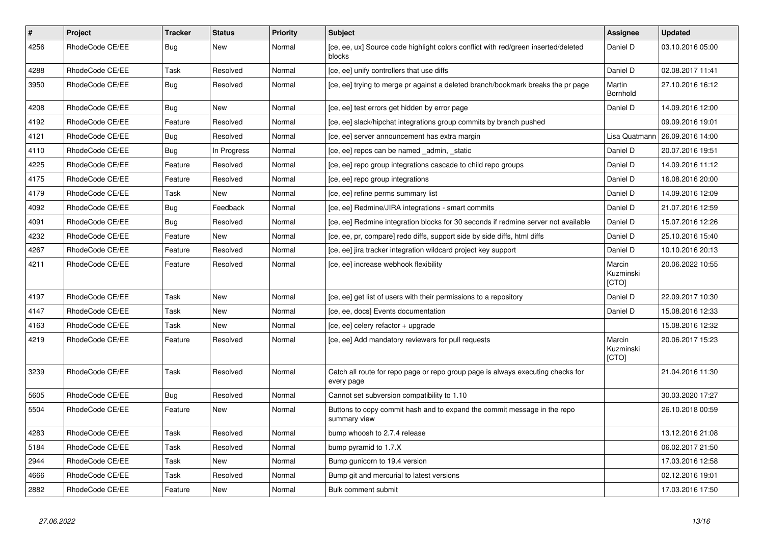| # | Project | Tracker | Status | Priority | Subject | Assignee | Updated |
|---|---|---|---|---|---|---|---|
| 4256 | RhodeCode CE/EE | Bug | New | Normal | [ce, ee, ux] Source code highlight colors conflict with red/green inserted/deleted blocks | Daniel D | 03.10.2016 05:00 |
| 4288 | RhodeCode CE/EE | Task | Resolved | Normal | [ce, ee] unify controllers that use diffs | Daniel D | 02.08.2017 11:41 |
| 3950 | RhodeCode CE/EE | Bug | Resolved | Normal | [ce, ee] trying to merge pr against a deleted branch/bookmark breaks the pr page | Martin Bornhold | 27.10.2016 16:12 |
| 4208 | RhodeCode CE/EE | Bug | New | Normal | [ce, ee] test errors get hidden by error page | Daniel D | 14.09.2016 12:00 |
| 4192 | RhodeCode CE/EE | Feature | Resolved | Normal | [ce, ee] slack/hipchat integrations group commits by branch pushed | | 09.09.2016 19:01 |
| 4121 | RhodeCode CE/EE | Bug | Resolved | Normal | [ce, ee] server announcement has extra margin | Lisa Quatmann | 26.09.2016 14:00 |
| 4110 | RhodeCode CE/EE | Bug | In Progress | Normal | [ce, ee] repos can be named _admin, _static | Daniel D | 20.07.2016 19:51 |
| 4225 | RhodeCode CE/EE | Feature | Resolved | Normal | [ce, ee] repo group integrations cascade to child repo groups | Daniel D | 14.09.2016 11:12 |
| 4175 | RhodeCode CE/EE | Feature | Resolved | Normal | [ce, ee] repo group integrations | Daniel D | 16.08.2016 20:00 |
| 4179 | RhodeCode CE/EE | Task | New | Normal | [ce, ee] refine perms summary list | Daniel D | 14.09.2016 12:09 |
| 4092 | RhodeCode CE/EE | Bug | Feedback | Normal | [ce, ee] Redmine/JIRA integrations - smart commits | Daniel D | 21.07.2016 12:59 |
| 4091 | RhodeCode CE/EE | Bug | Resolved | Normal | [ce, ee] Redmine integration blocks for 30 seconds if redmine server not available | Daniel D | 15.07.2016 12:26 |
| 4232 | RhodeCode CE/EE | Feature | New | Normal | [ce, ee, pr, compare] redo diffs, support side by side diffs, html diffs | Daniel D | 25.10.2016 15:40 |
| 4267 | RhodeCode CE/EE | Feature | Resolved | Normal | [ce, ee] jira tracker integration wildcard project key support | Daniel D | 10.10.2016 20:13 |
| 4211 | RhodeCode CE/EE | Feature | Resolved | Normal | [ce, ee] increase webhook flexibility | Marcin Kuzminski [CTO] | 20.06.2022 10:55 |
| 4197 | RhodeCode CE/EE | Task | New | Normal | [ce, ee] get list of users with their permissions to a repository | Daniel D | 22.09.2017 10:30 |
| 4147 | RhodeCode CE/EE | Task | New | Normal | [ce, ee, docs] Events documentation | Daniel D | 15.08.2016 12:33 |
| 4163 | RhodeCode CE/EE | Task | New | Normal | [ce, ee] celery refactor + upgrade | | 15.08.2016 12:32 |
| 4219 | RhodeCode CE/EE | Feature | Resolved | Normal | [ce, ee] Add mandatory reviewers for pull requests | Marcin Kuzminski [CTO] | 20.06.2017 15:23 |
| 3239 | RhodeCode CE/EE | Task | Resolved | Normal | Catch all route for repo page or repo group page is always executing checks for every page | | 21.04.2016 11:30 |
| 5605 | RhodeCode CE/EE | Bug | Resolved | Normal | Cannot set subversion compatibility to 1.10 | | 30.03.2020 17:27 |
| 5504 | RhodeCode CE/EE | Feature | New | Normal | Buttons to copy commit hash and to expand the commit message in the repo summary view | | 26.10.2018 00:59 |
| 4283 | RhodeCode CE/EE | Task | Resolved | Normal | bump whoosh to 2.7.4 release | | 13.12.2016 21:08 |
| 5184 | RhodeCode CE/EE | Task | Resolved | Normal | bump pyramid to 1.7.X | | 06.02.2017 21:50 |
| 2944 | RhodeCode CE/EE | Task | New | Normal | Bump gunicorn to 19.4 version | | 17.03.2016 12:58 |
| 4666 | RhodeCode CE/EE | Task | Resolved | Normal | Bump git and mercurial to latest versions | | 02.12.2016 19:01 |
| 2882 | RhodeCode CE/EE | Feature | New | Normal | Bulk comment submit | | 17.03.2016 17:50 |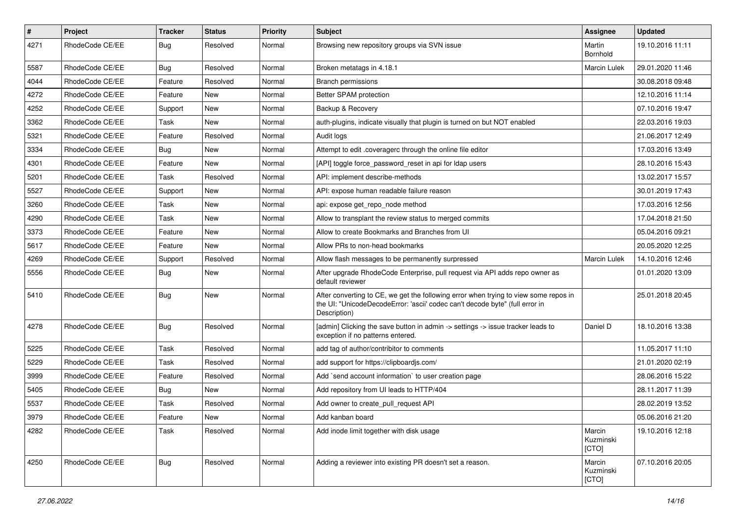| # | Project | Tracker | Status | Priority | Subject | Assignee | Updated |
|---|---|---|---|---|---|---|---|
| 4271 | RhodeCode CE/EE | Bug | Resolved | Normal | Browsing new repository groups via SVN issue | Martin Bornhold | 19.10.2016 11:11 |
| 5587 | RhodeCode CE/EE | Bug | Resolved | Normal | Broken metatags in 4.18.1 | Marcin Lulek | 29.01.2020 11:46 |
| 4044 | RhodeCode CE/EE | Feature | Resolved | Normal | Branch permissions | | 30.08.2018 09:48 |
| 4272 | RhodeCode CE/EE | Feature | New | Normal | Better SPAM protection | | 12.10.2016 11:14 |
| 4252 | RhodeCode CE/EE | Support | New | Normal | Backup & Recovery | | 07.10.2016 19:47 |
| 3362 | RhodeCode CE/EE | Task | New | Normal | auth-plugins, indicate visually that plugin is turned on but NOT enabled | | 22.03.2016 19:03 |
| 5321 | RhodeCode CE/EE | Feature | Resolved | Normal | Audit logs | | 21.06.2017 12:49 |
| 3334 | RhodeCode CE/EE | Bug | New | Normal | Attempt to edit .coveragerc through the online file editor | | 17.03.2016 13:49 |
| 4301 | RhodeCode CE/EE | Feature | New | Normal | [API] toggle force_password_reset in api for ldap users | | 28.10.2016 15:43 |
| 5201 | RhodeCode CE/EE | Task | Resolved | Normal | API: implement describe-methods | | 13.02.2017 15:57 |
| 5527 | RhodeCode CE/EE | Support | New | Normal | API: expose human readable failure reason | | 30.01.2019 17:43 |
| 3260 | RhodeCode CE/EE | Task | New | Normal | api: expose get_repo_node method | | 17.03.2016 12:56 |
| 4290 | RhodeCode CE/EE | Task | New | Normal | Allow to transplant the review status to merged commits | | 17.04.2018 21:50 |
| 3373 | RhodeCode CE/EE | Feature | New | Normal | Allow to create Bookmarks and Branches from UI | | 05.04.2016 09:21 |
| 5617 | RhodeCode CE/EE | Feature | New | Normal | Allow PRs to non-head bookmarks | | 20.05.2020 12:25 |
| 4269 | RhodeCode CE/EE | Support | Resolved | Normal | Allow flash messages to be permanently surpressed | Marcin Lulek | 14.10.2016 12:46 |
| 5556 | RhodeCode CE/EE | Bug | New | Normal | After upgrade RhodeCode Enterprise, pull request via API adds repo owner as default reviewer | | 01.01.2020 13:09 |
| 5410 | RhodeCode CE/EE | Bug | New | Normal | After converting to CE, we get the following error when trying to view some repos in the UI: "UnicodeDecodeError: 'ascii' codec can't decode byte" (full error in Description) | | 25.01.2018 20:45 |
| 4278 | RhodeCode CE/EE | Bug | Resolved | Normal | [admin] Clicking the save button in admin -> settings -> issue tracker leads to exception if no patterns entered. | Daniel D | 18.10.2016 13:38 |
| 5225 | RhodeCode CE/EE | Task | Resolved | Normal | add tag of author/contribitor to comments | | 11.05.2017 11:10 |
| 5229 | RhodeCode CE/EE | Task | Resolved | Normal | add support for https://clipboardjs.com/ | | 21.01.2020 02:19 |
| 3999 | RhodeCode CE/EE | Feature | Resolved | Normal | Add `send account information` to user creation page | | 28.06.2016 15:22 |
| 5405 | RhodeCode CE/EE | Bug | New | Normal | Add repository from UI leads to HTTP/404 | | 28.11.2017 11:39 |
| 5537 | RhodeCode CE/EE | Task | Resolved | Normal | Add owner to create_pull_request API | | 28.02.2019 13:52 |
| 3979 | RhodeCode CE/EE | Feature | New | Normal | Add kanban board | | 05.06.2016 21:20 |
| 4282 | RhodeCode CE/EE | Task | Resolved | Normal | Add inode limit together with disk usage | Marcin Kuzminski [CTO] | 19.10.2016 12:18 |
| 4250 | RhodeCode CE/EE | Bug | Resolved | Normal | Adding a reviewer into existing PR doesn't set a reason. | Marcin Kuzminski [CTO] | 07.10.2016 20:05 |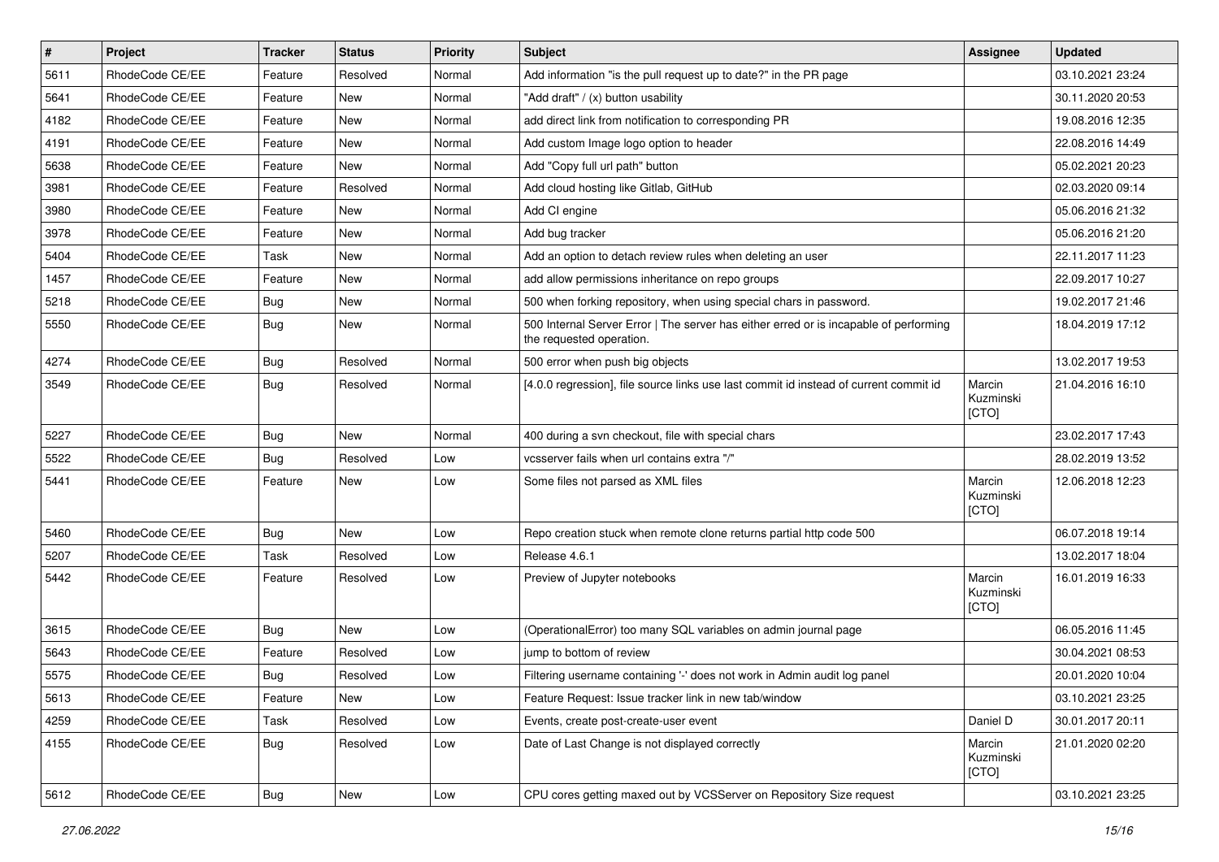| # | Project | Tracker | Status | Priority | Subject | Assignee | Updated |
|---|---|---|---|---|---|---|---|
| 5611 | RhodeCode CE/EE | Feature | Resolved | Normal | Add information "is the pull request up to date?" in the PR page | | 03.10.2021 23:24 |
| 5641 | RhodeCode CE/EE | Feature | New | Normal | "Add draft" / (x) button usability | | 30.11.2020 20:53 |
| 4182 | RhodeCode CE/EE | Feature | New | Normal | add direct link from notification to corresponding PR | | 19.08.2016 12:35 |
| 4191 | RhodeCode CE/EE | Feature | New | Normal | Add custom Image logo option to header | | 22.08.2016 14:49 |
| 5638 | RhodeCode CE/EE | Feature | New | Normal | Add "Copy full url path" button | | 05.02.2021 20:23 |
| 3981 | RhodeCode CE/EE | Feature | Resolved | Normal | Add cloud hosting like Gitlab, GitHub | | 02.03.2020 09:14 |
| 3980 | RhodeCode CE/EE | Feature | New | Normal | Add CI engine | | 05.06.2016 21:32 |
| 3978 | RhodeCode CE/EE | Feature | New | Normal | Add bug tracker | | 05.06.2016 21:20 |
| 5404 | RhodeCode CE/EE | Task | New | Normal | Add an option to detach review rules when deleting an user | | 22.11.2017 11:23 |
| 1457 | RhodeCode CE/EE | Feature | New | Normal | add allow permissions inheritance on repo groups | | 22.09.2017 10:27 |
| 5218 | RhodeCode CE/EE | Bug | New | Normal | 500 when forking repository, when using special chars in password. | | 19.02.2017 21:46 |
| 5550 | RhodeCode CE/EE | Bug | New | Normal | 500 Internal Server Error \| The server has either erred or is incapable of performing the requested operation. | | 18.04.2019 17:12 |
| 4274 | RhodeCode CE/EE | Bug | Resolved | Normal | 500 error when push big objects | | 13.02.2017 19:53 |
| 3549 | RhodeCode CE/EE | Bug | Resolved | Normal | [4.0.0 regression], file source links use last commit id instead of current commit id | Marcin Kuzminski [CTO] | 21.04.2016 16:10 |
| 5227 | RhodeCode CE/EE | Bug | New | Normal | 400 during a svn checkout, file with special chars | | 23.02.2017 17:43 |
| 5522 | RhodeCode CE/EE | Bug | Resolved | Low | vcsserver fails when url contains extra "/" | | 28.02.2019 13:52 |
| 5441 | RhodeCode CE/EE | Feature | New | Low | Some files not parsed as XML files | Marcin Kuzminski [CTO] | 12.06.2018 12:23 |
| 5460 | RhodeCode CE/EE | Bug | New | Low | Repo creation stuck when remote clone returns partial http code 500 | | 06.07.2018 19:14 |
| 5207 | RhodeCode CE/EE | Task | Resolved | Low | Release 4.6.1 | | 13.02.2017 18:04 |
| 5442 | RhodeCode CE/EE | Feature | Resolved | Low | Preview of Jupyter notebooks | Marcin Kuzminski [CTO] | 16.01.2019 16:33 |
| 3615 | RhodeCode CE/EE | Bug | New | Low | (OperationalError) too many SQL variables on admin journal page | | 06.05.2016 11:45 |
| 5643 | RhodeCode CE/EE | Feature | Resolved | Low | jump to bottom of review | | 30.04.2021 08:53 |
| 5575 | RhodeCode CE/EE | Bug | Resolved | Low | Filtering username containing '-' does not work in Admin audit log panel | | 20.01.2020 10:04 |
| 5613 | RhodeCode CE/EE | Feature | New | Low | Feature Request: Issue tracker link in new tab/window | | 03.10.2021 23:25 |
| 4259 | RhodeCode CE/EE | Task | Resolved | Low | Events, create post-create-user event | Daniel D | 30.01.2017 20:11 |
| 4155 | RhodeCode CE/EE | Bug | Resolved | Low | Date of Last Change is not displayed correctly | Marcin Kuzminski [CTO] | 21.01.2020 02:20 |
| 5612 | RhodeCode CE/EE | Bug | New | Low | CPU cores getting maxed out by VCSServer on Repository Size request | | 03.10.2021 23:25 |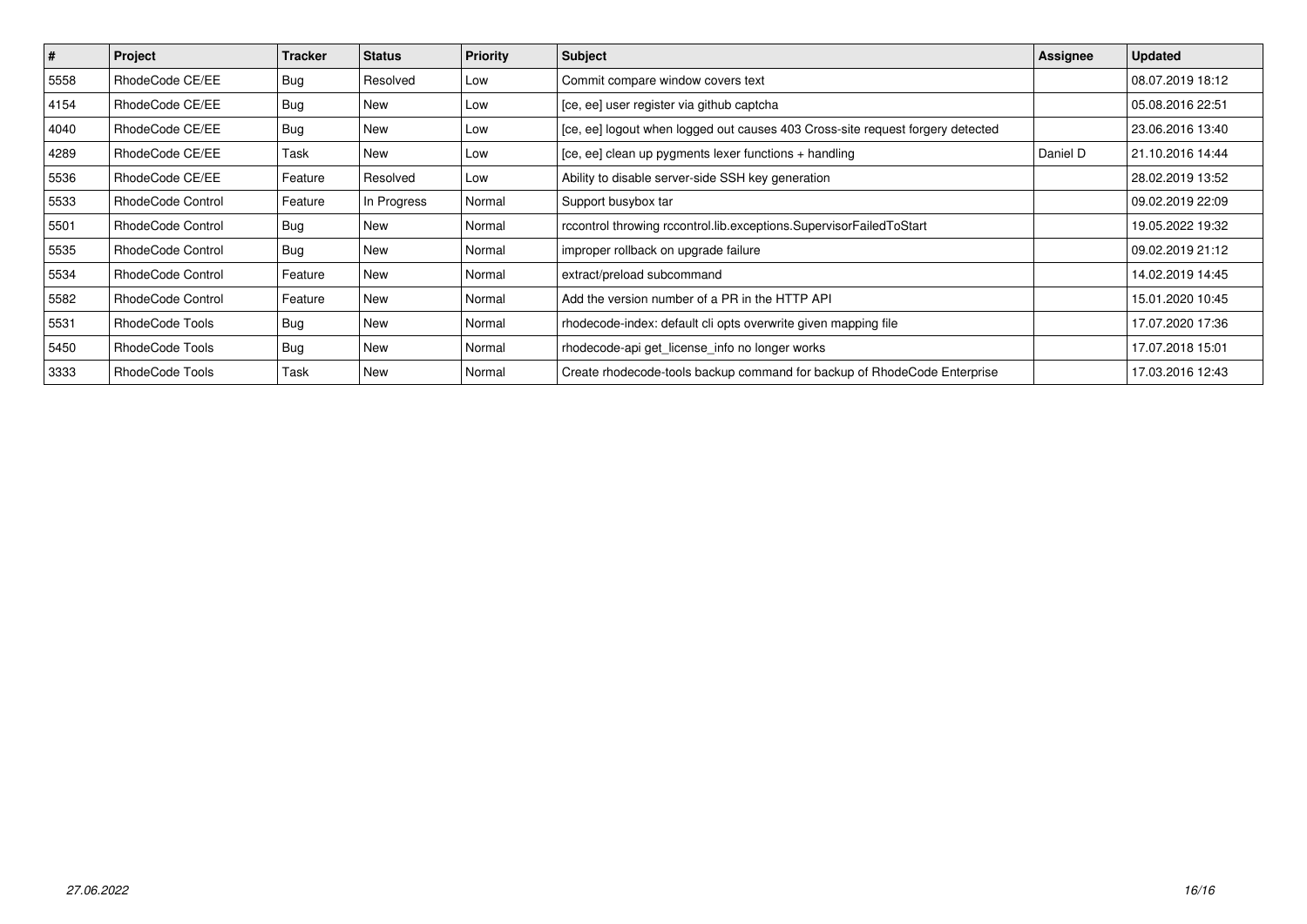| # | Project | Tracker | Status | Priority | Subject | Assignee | Updated |
|---|---|---|---|---|---|---|---|
| 5558 | RhodeCode CE/EE | Bug | Resolved | Low | Commit compare window covers text | | 08.07.2019 18:12 |
| 4154 | RhodeCode CE/EE | Bug | New | Low | [ce, ee] user register via github captcha | | 05.08.2016 22:51 |
| 4040 | RhodeCode CE/EE | Bug | New | Low | [ce, ee] logout when logged out causes 403 Cross-site request forgery detected | | 23.06.2016 13:40 |
| 4289 | RhodeCode CE/EE | Task | New | Low | [ce, ee] clean up pygments lexer functions + handling | Daniel D | 21.10.2016 14:44 |
| 5536 | RhodeCode CE/EE | Feature | Resolved | Low | Ability to disable server-side SSH key generation | | 28.02.2019 13:52 |
| 5533 | RhodeCode Control | Feature | In Progress | Normal | Support busybox tar | | 09.02.2019 22:09 |
| 5501 | RhodeCode Control | Bug | New | Normal | rccontrol throwing rccontrol.lib.exceptions.SupervisorFailedToStart | | 19.05.2022 19:32 |
| 5535 | RhodeCode Control | Bug | New | Normal | improper rollback on upgrade failure | | 09.02.2019 21:12 |
| 5534 | RhodeCode Control | Feature | New | Normal | extract/preload subcommand | | 14.02.2019 14:45 |
| 5582 | RhodeCode Control | Feature | New | Normal | Add the version number of a PR in the HTTP API | | 15.01.2020 10:45 |
| 5531 | RhodeCode Tools | Bug | New | Normal | rhodecode-index: default cli opts overwrite given mapping file | | 17.07.2020 17:36 |
| 5450 | RhodeCode Tools | Bug | New | Normal | rhodecode-api get_license_info no longer works | | 17.07.2018 15:01 |
| 3333 | RhodeCode Tools | Task | New | Normal | Create rhodecode-tools backup command for backup of RhodeCode Enterprise | | 17.03.2016 12:43 |